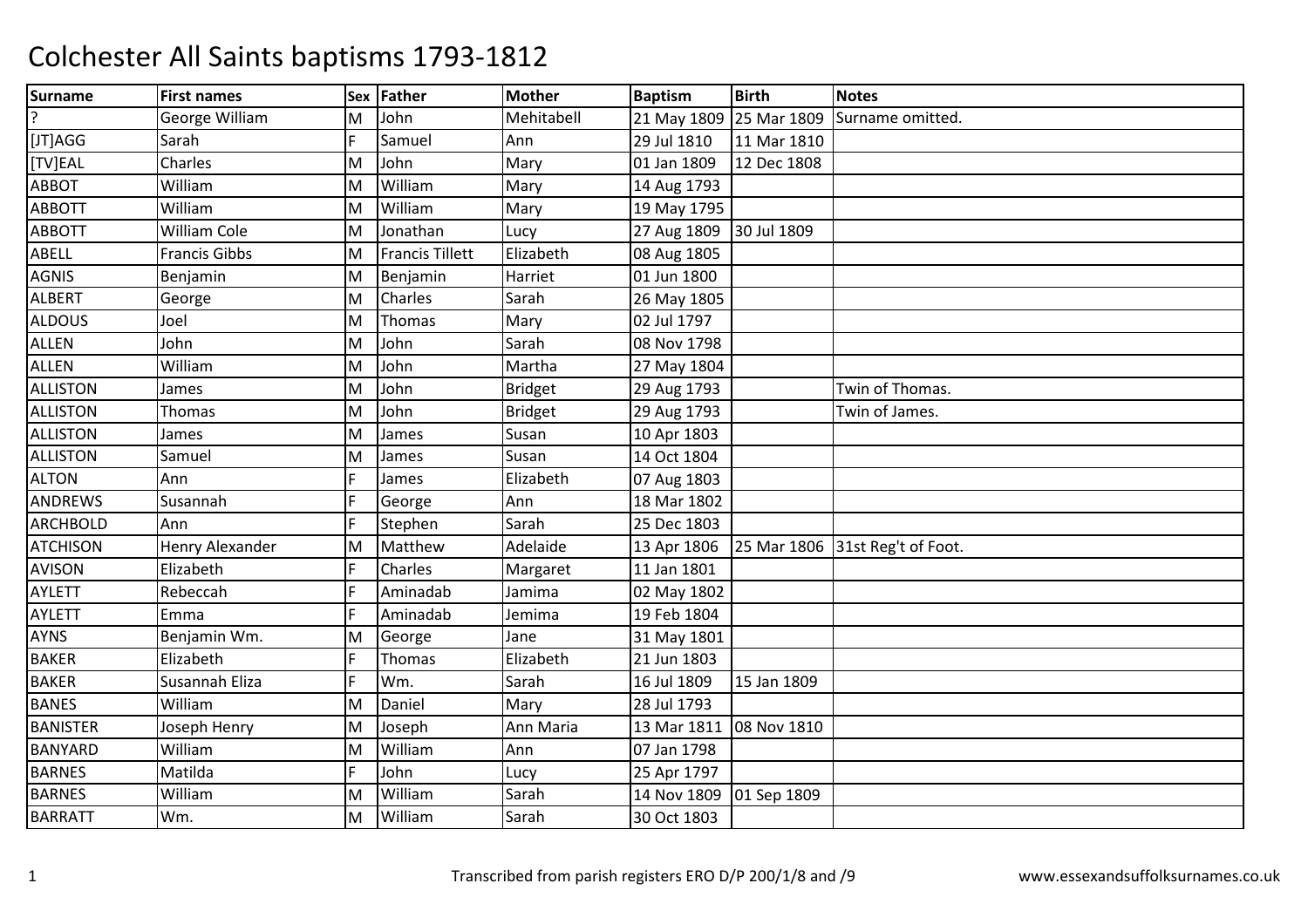# Colchester All Saints baptisms 1793-1812

| Surname | First names | Sex | Father | Mother | Baptism | Birth | Notes |
|---|---|---|---|---|---|---|---|
| ? | George William | M | John | Mehitabell | 21 May 1809 | 25 Mar 1809 | Surname omitted. |
| [JT]AGG | Sarah | F | Samuel | Ann | 29 Jul 1810 | 11 Mar 1810 | |
| [TV]EAL | Charles | M | John | Mary | 01 Jan 1809 | 12 Dec 1808 | |
| ABBOT | William | M | William | Mary | 14 Aug 1793 | | |
| ABBOTT | William | M | William | Mary | 19 May 1795 | | |
| ABBOTT | William Cole | M | Jonathan | Lucy | 27 Aug 1809 | 30 Jul 1809 | |
| ABELL | Francis Gibbs | M | Francis Tillett | Elizabeth | 08 Aug 1805 | | |
| AGNIS | Benjamin | M | Benjamin | Harriet | 01 Jun 1800 | | |
| ALBERT | George | M | Charles | Sarah | 26 May 1805 | | |
| ALDOUS | Joel | M | Thomas | Mary | 02 Jul 1797 | | |
| ALLEN | John | M | John | Sarah | 08 Nov 1798 | | |
| ALLEN | William | M | John | Martha | 27 May 1804 | | |
| ALLISTON | James | M | John | Bridget | 29 Aug 1793 | | Twin of Thomas. |
| ALLISTON | Thomas | M | John | Bridget | 29 Aug 1793 | | Twin of James. |
| ALLISTON | James | M | James | Susan | 10 Apr 1803 | | |
| ALLISTON | Samuel | M | James | Susan | 14 Oct 1804 | | |
| ALTON | Ann | F | James | Elizabeth | 07 Aug 1803 | | |
| ANDREWS | Susannah | F | George | Ann | 18 Mar 1802 | | |
| ARCHBOLD | Ann | F | Stephen | Sarah | 25 Dec 1803 | | |
| ATCHISON | Henry Alexander | M | Matthew | Adelaide | 13 Apr 1806 | 25 Mar 1806 | 31st Reg't of Foot. |
| AVISON | Elizabeth | F | Charles | Margaret | 11 Jan 1801 | | |
| AYLETT | Rebeccah | F | Aminadab | Jamima | 02 May 1802 | | |
| AYLETT | Emma | F | Aminadab | Jemima | 19 Feb 1804 | | |
| AYNS | Benjamin Wm. | M | George | Jane | 31 May 1801 | | |
| BAKER | Elizabeth | F | Thomas | Elizabeth | 21 Jun 1803 | | |
| BAKER | Susannah Eliza | F | Wm. | Sarah | 16 Jul 1809 | 15 Jan 1809 | |
| BANES | William | M | Daniel | Mary | 28 Jul 1793 | | |
| BANISTER | Joseph Henry | M | Joseph | Ann Maria | 13 Mar 1811 | 08 Nov 1810 | |
| BANYARD | William | M | William | Ann | 07 Jan 1798 | | |
| BARNES | Matilda | F | John | Lucy | 25 Apr 1797 | | |
| BARNES | William | M | William | Sarah | 14 Nov 1809 | 01 Sep 1809 | |
| BARRATT | Wm. | M | William | Sarah | 30 Oct 1803 | | |

Transcribed from parish registers ERO D/P 200/1/8 and /9 www.essexandsuffolksurnames.co.uk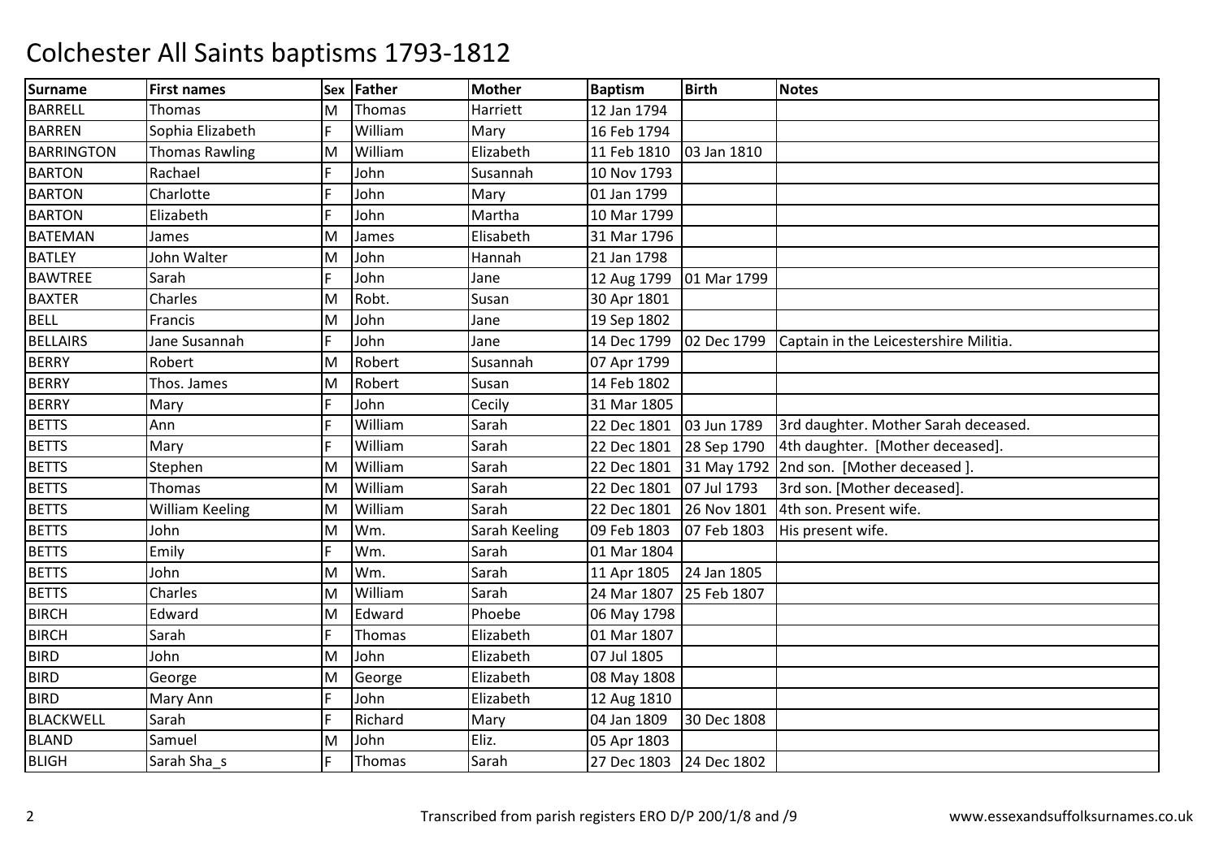# Colchester All Saints baptisms 1793-1812

| Surname | First names | Sex | Father | Mother | Baptism | Birth | Notes |
|---|---|---|---|---|---|---|---|
| BARRELL | Thomas | M | Thomas | Harriett | 12 Jan 1794 | | |
| BARREN | Sophia Elizabeth | F | William | Mary | 16 Feb 1794 | | |
| BARRINGTON | Thomas Rawling | M | William | Elizabeth | 11 Feb 1810 | 03 Jan 1810 | |
| BARTON | Rachael | F | John | Susannah | 10 Nov 1793 | | |
| BARTON | Charlotte | F | John | Mary | 01 Jan 1799 | | |
| BARTON | Elizabeth | F | John | Martha | 10 Mar 1799 | | |
| BATEMAN | James | M | James | Elisabeth | 31 Mar 1796 | | |
| BATLEY | John Walter | M | John | Hannah | 21 Jan 1798 | | |
| BAWTREE | Sarah | F | John | Jane | 12 Aug 1799 | 01 Mar 1799 | |
| BAXTER | Charles | M | Robt. | Susan | 30 Apr 1801 | | |
| BELL | Francis | M | John | Jane | 19 Sep 1802 | | |
| BELLAIRS | Jane Susannah | F | John | Jane | 14 Dec 1799 | 02 Dec 1799 | Captain in the Leicestershire Militia. |
| BERRY | Robert | M | Robert | Susannah | 07 Apr 1799 | | |
| BERRY | Thos. James | M | Robert | Susan | 14 Feb 1802 | | |
| BERRY | Mary | F | John | Cecily | 31 Mar 1805 | | |
| BETTS | Ann | F | William | Sarah | 22 Dec 1801 | 03 Jun 1789 | 3rd daughter. Mother Sarah deceased. |
| BETTS | Mary | F | William | Sarah | 22 Dec 1801 | 28 Sep 1790 | 4th daughter. [Mother deceased]. |
| BETTS | Stephen | M | William | Sarah | 22 Dec 1801 | 31 May 1792 | 2nd son. [Mother deceased ]. |
| BETTS | Thomas | M | William | Sarah | 22 Dec 1801 | 07 Jul 1793 | 3rd son. [Mother deceased]. |
| BETTS | William Keeling | M | William | Sarah | 22 Dec 1801 | 26 Nov 1801 | 4th son. Present wife. |
| BETTS | John | M | Wm. | Sarah Keeling | 09 Feb 1803 | 07 Feb 1803 | His present wife. |
| BETTS | Emily | F | Wm. | Sarah | 01 Mar 1804 | | |
| BETTS | John | M | Wm. | Sarah | 11 Apr 1805 | 24 Jan 1805 | |
| BETTS | Charles | M | William | Sarah | 24 Mar 1807 | 25 Feb 1807 | |
| BIRCH | Edward | M | Edward | Phoebe | 06 May 1798 | | |
| BIRCH | Sarah | F | Thomas | Elizabeth | 01 Mar 1807 | | |
| BIRD | John | M | John | Elizabeth | 07 Jul 1805 | | |
| BIRD | George | M | George | Elizabeth | 08 May 1808 | | |
| BIRD | Mary Ann | F | John | Elizabeth | 12 Aug 1810 | | |
| BLACKWELL | Sarah | F | Richard | Mary | 04 Jan 1809 | 30 Dec 1808 | |
| BLAND | Samuel | M | John | Eliz. | 05 Apr 1803 | | |
| BLIGH | Sarah Sha_s | F | Thomas | Sarah | 27 Dec 1803 | 24 Dec 1802 | |

Transcribed from parish registers ERO D/P 200/1/8 and /9 www.essexandsuffolksurnames.co.uk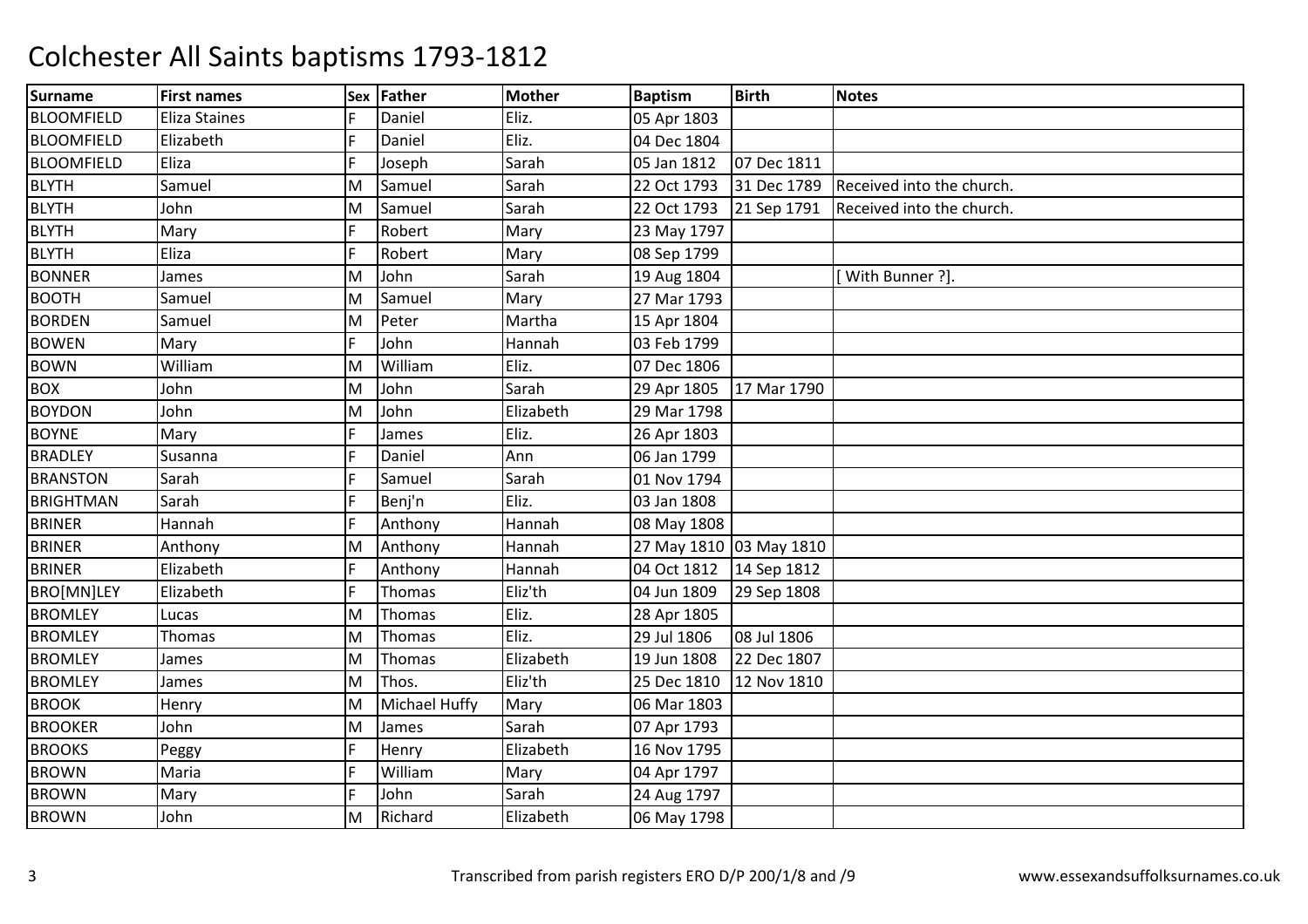# Colchester All Saints baptisms 1793-1812

| Surname | First names | Sex | Father | Mother | Baptism | Birth | Notes |
|---|---|---|---|---|---|---|---|
| BLOOMFIELD | Eliza Staines | F | Daniel | Eliz. | 05 Apr 1803 | | |
| BLOOMFIELD | Elizabeth | F | Daniel | Eliz. | 04 Dec 1804 | | |
| BLOOMFIELD | Eliza | F | Joseph | Sarah | 05 Jan 1812 | 07 Dec 1811 | |
| BLYTH | Samuel | M | Samuel | Sarah | 22 Oct 1793 | 31 Dec 1789 | Received into the church. |
| BLYTH | John | M | Samuel | Sarah | 22 Oct 1793 | 21 Sep 1791 | Received into the church. |
| BLYTH | Mary | F | Robert | Mary | 23 May 1797 | | |
| BLYTH | Eliza | F | Robert | Mary | 08 Sep 1799 | | |
| BONNER | James | M | John | Sarah | 19 Aug 1804 | | [ With Bunner ?]. |
| BOOTH | Samuel | M | Samuel | Mary | 27 Mar 1793 | | |
| BORDEN | Samuel | M | Peter | Martha | 15 Apr 1804 | | |
| BOWEN | Mary | F | John | Hannah | 03 Feb 1799 | | |
| BOWN | William | M | William | Eliz. | 07 Dec 1806 | | |
| BOX | John | M | John | Sarah | 29 Apr 1805 | 17 Mar 1790 | |
| BOYDON | John | M | John | Elizabeth | 29 Mar 1798 | | |
| BOYNE | Mary | F | James | Eliz. | 26 Apr 1803 | | |
| BRADLEY | Susanna | F | Daniel | Ann | 06 Jan 1799 | | |
| BRANSTON | Sarah | F | Samuel | Sarah | 01 Nov 1794 | | |
| BRIGHTMAN | Sarah | F | Benj'n | Eliz. | 03 Jan 1808 | | |
| BRINER | Hannah | F | Anthony | Hannah | 08 May 1808 | | |
| BRINER | Anthony | M | Anthony | Hannah | 27 May 1810 | 03 May 1810 | |
| BRINER | Elizabeth | F | Anthony | Hannah | 04 Oct 1812 | 14 Sep 1812 | |
| BRO[MN]LEY | Elizabeth | F | Thomas | Eliz'th | 04 Jun 1809 | 29 Sep 1808 | |
| BROMLEY | Lucas | M | Thomas | Eliz. | 28 Apr 1805 | | |
| BROMLEY | Thomas | M | Thomas | Eliz. | 29 Jul 1806 | 08 Jul 1806 | |
| BROMLEY | James | M | Thomas | Elizabeth | 19 Jun 1808 | 22 Dec 1807 | |
| BROMLEY | James | M | Thos. | Eliz'th | 25 Dec 1810 | 12 Nov 1810 | |
| BROOK | Henry | M | Michael Huffy | Mary | 06 Mar 1803 | | |
| BROOKER | John | M | James | Sarah | 07 Apr 1793 | | |
| BROOKS | Peggy | F | Henry | Elizabeth | 16 Nov 1795 | | |
| BROWN | Maria | F | William | Mary | 04 Apr 1797 | | |
| BROWN | Mary | F | John | Sarah | 24 Aug 1797 | | |
| BROWN | John | M | Richard | Elizabeth | 06 May 1798 | | |

Transcribed from parish registers ERO D/P 200/1/8 and /9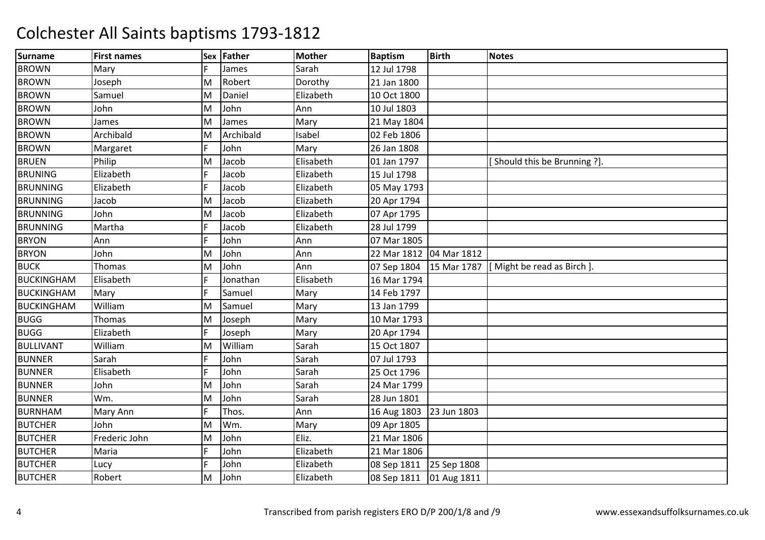# Colchester All Saints baptisms 1793-1812

| Surname | First names | Sex | Father | Mother | Baptism | Birth | Notes |
|---|---|---|---|---|---|---|---|
| BROWN | Mary | F | James | Sarah | 12 Jul 1798 | | |
| BROWN | Joseph | M | Robert | Dorothy | 21 Jan 1800 | | |
| BROWN | Samuel | M | Daniel | Elizabeth | 10 Oct 1800 | | |
| BROWN | John | M | John | Ann | 10 Jul 1803 | | |
| BROWN | James | M | James | Mary | 21 May 1804 | | |
| BROWN | Archibald | M | Archibald | Isabel | 02 Feb 1806 | | |
| BROWN | Margaret | F | John | Mary | 26 Jan 1808 | | |
| BRUEN | Philip | M | Jacob | Elisabeth | 01 Jan 1797 | | [ Should this be Brunning ?]. |
| BRUNING | Elizabeth | F | Jacob | Elizabeth | 15 Jul 1798 | | |
| BRUNNING | Elizabeth | F | Jacob | Elizabeth | 05 May 1793 | | |
| BRUNNING | Jacob | M | Jacob | Elizabeth | 20 Apr 1794 | | |
| BRUNNING | John | M | Jacob | Elizabeth | 07 Apr 1795 | | |
| BRUNNING | Martha | F | Jacob | Elizabeth | 28 Jul 1799 | | |
| BRYON | Ann | F | John | Ann | 07 Mar 1805 | | |
| BRYON | John | M | John | Ann | 22 Mar 1812 | 04 Mar 1812 | |
| BUCK | Thomas | M | John | Ann | 07 Sep 1804 | 15 Mar 1787 | [ Might be read as Birch ]. |
| BUCKINGHAM | Elisabeth | F | Jonathan | Elisabeth | 16 Mar 1794 | | |
| BUCKINGHAM | Mary | F | Samuel | Mary | 14 Feb 1797 | | |
| BUCKINGHAM | William | M | Samuel | Mary | 13 Jan 1799 | | |
| BUGG | Thomas | M | Joseph | Mary | 10 Mar 1793 | | |
| BUGG | Elizabeth | F | Joseph | Mary | 20 Apr 1794 | | |
| BULLIVANT | William | M | William | Sarah | 15 Oct 1807 | | |
| BUNNER | Sarah | F | John | Sarah | 07 Jul 1793 | | |
| BUNNER | Elisabeth | F | John | Sarah | 25 Oct 1796 | | |
| BUNNER | John | M | John | Sarah | 24 Mar 1799 | | |
| BUNNER | Wm. | M | John | Sarah | 28 Jun 1801 | | |
| BURNHAM | Mary Ann | F | Thos. | Ann | 16 Aug 1803 | 23 Jun 1803 | |
| BUTCHER | John | M | Wm. | Mary | 09 Apr 1805 | | |
| BUTCHER | Frederic John | M | John | Eliz. | 21 Mar 1806 | | |
| BUTCHER | Maria | F | John | Elizabeth | 21 Mar 1806 | | |
| BUTCHER | Lucy | F | John | Elizabeth | 08 Sep 1811 | 25 Sep 1808 | |
| BUTCHER | Robert | M | John | Elizabeth | 08 Sep 1811 | 01 Aug 1811 | |

Transcribed from parish registers ERO D/P 200/1/8 and /9

www.essexandsuffolksurnames.co.uk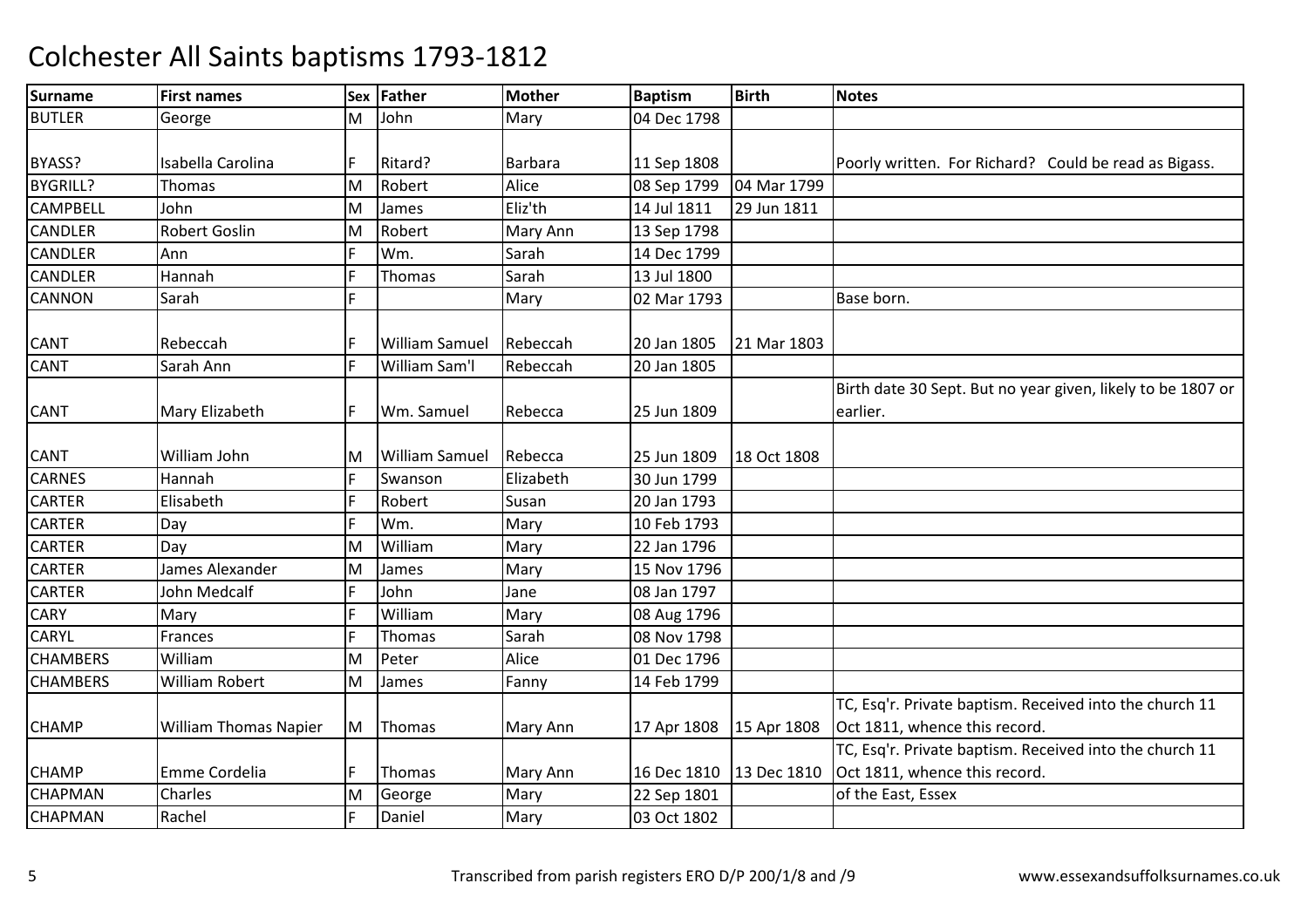# Colchester All Saints baptisms 1793-1812

| Surname | First names | Sex | Father | Mother | Baptism | Birth | Notes |
|---|---|---|---|---|---|---|---|
| BUTLER | George | M | John | Mary | 04 Dec 1798 | | |
| BYASS? | Isabella Carolina | F | Ritard? | Barbara | 11 Sep 1808 | | Poorly written. For Richard? Could be read as Bigass. |
| BYGRILL? | Thomas | M | Robert | Alice | 08 Sep 1799 | 04 Mar 1799 | |
| CAMPBELL | John | M | James | Eliz'th | 14 Jul 1811 | 29 Jun 1811 | |
| CANDLER | Robert Goslin | M | Robert | Mary Ann | 13 Sep 1798 | | |
| CANDLER | Ann | F | Wm. | Sarah | 14 Dec 1799 | | |
| CANDLER | Hannah | F | Thomas | Sarah | 13 Jul 1800 | | |
| CANNON | Sarah | F | | Mary | 02 Mar 1793 | | Base born. |
| CANT | Rebeccah | F | William Samuel | Rebeccah | 20 Jan 1805 | 21 Mar 1803 | |
| CANT | Sarah Ann | F | William Sam'l | Rebeccah | 20 Jan 1805 | | |
| CANT | Mary Elizabeth | F | Wm. Samuel | Rebecca | 25 Jun 1809 | | Birth date 30 Sept. But no year given, likely to be 1807 or earlier. |
| CANT | William John | M | William Samuel | Rebecca | 25 Jun 1809 | 18 Oct 1808 | |
| CARNES | Hannah | F | Swanson | Elizabeth | 30 Jun 1799 | | |
| CARTER | Elisabeth | F | Robert | Susan | 20 Jan 1793 | | |
| CARTER | Day | F | Wm. | Mary | 10 Feb 1793 | | |
| CARTER | Day | M | William | Mary | 22 Jan 1796 | | |
| CARTER | James Alexander | M | James | Mary | 15 Nov 1796 | | |
| CARTER | John Medcalf | F | John | Jane | 08 Jan 1797 | | |
| CARY | Mary | F | William | Mary | 08 Aug 1796 | | |
| CARYL | Frances | F | Thomas | Sarah | 08 Nov 1798 | | |
| CHAMBERS | William | M | Peter | Alice | 01 Dec 1796 | | |
| CHAMBERS | William Robert | M | James | Fanny | 14 Feb 1799 | | |
| CHAMP | William Thomas Napier | M | Thomas | Mary Ann | 17 Apr 1808 | 15 Apr 1808 | TC, Esq'r. Private baptism. Received into the church 11 Oct 1811, whence this record. |
| CHAMP | Emme Cordelia | F | Thomas | Mary Ann | 16 Dec 1810 | 13 Dec 1810 | TC, Esq'r. Private baptism. Received into the church 11 Oct 1811, whence this record. |
| CHAPMAN | Charles | M | George | Mary | 22 Sep 1801 | | of the East, Essex |
| CHAPMAN | Rachel | F | Daniel | Mary | 03 Oct 1802 | | |

Transcribed from parish registers ERO D/P 200/1/8 and /9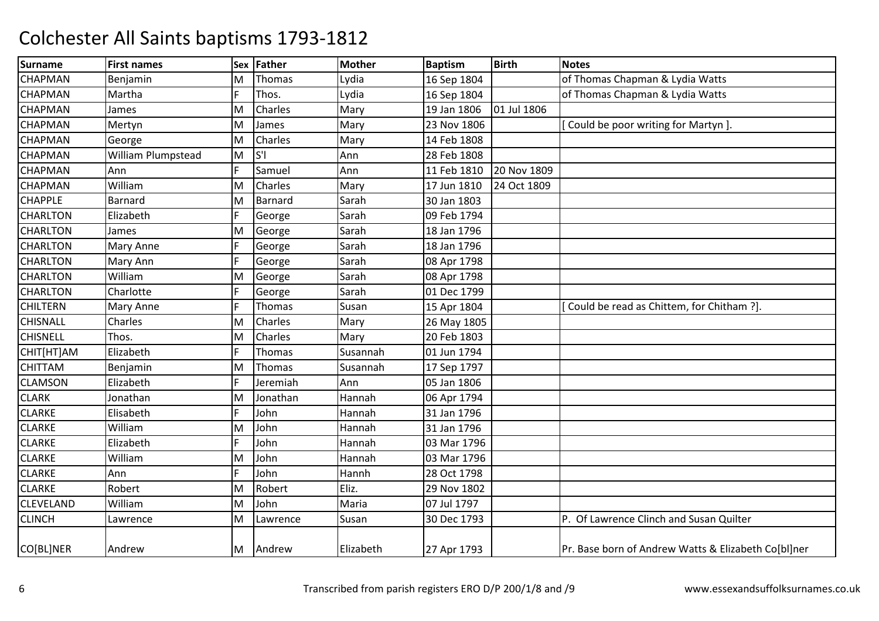# Colchester All Saints baptisms 1793-1812

| Surname | First names | Sex | Father | Mother | Baptism | Birth | Notes |
|---|---|---|---|---|---|---|---|
| CHAPMAN | Benjamin | M | Thomas | Lydia | 16 Sep 1804 | | of Thomas Chapman & Lydia Watts |
| CHAPMAN | Martha | F | Thos. | Lydia | 16 Sep 1804 | | of Thomas Chapman & Lydia Watts |
| CHAPMAN | James | M | Charles | Mary | 19 Jan 1806 | 01 Jul 1806 | |
| CHAPMAN | Mertyn | M | James | Mary | 23 Nov 1806 | | [ Could be poor writing for Martyn ]. |
| CHAPMAN | George | M | Charles | Mary | 14 Feb 1808 | | |
| CHAPMAN | William Plumpstead | M | S'l | Ann | 28 Feb 1808 | | |
| CHAPMAN | Ann | F | Samuel | Ann | 11 Feb 1810 | 20 Nov 1809 | |
| CHAPMAN | William | M | Charles | Mary | 17 Jun 1810 | 24 Oct 1809 | |
| CHAPPLE | Barnard | M | Barnard | Sarah | 30 Jan 1803 | | |
| CHARLTON | Elizabeth | F | George | Sarah | 09 Feb 1794 | | |
| CHARLTON | James | M | George | Sarah | 18 Jan 1796 | | |
| CHARLTON | Mary Anne | F | George | Sarah | 18 Jan 1796 | | |
| CHARLTON | Mary Ann | F | George | Sarah | 08 Apr 1798 | | |
| CHARLTON | William | M | George | Sarah | 08 Apr 1798 | | |
| CHARLTON | Charlotte | F | George | Sarah | 01 Dec 1799 | | |
| CHILTERN | Mary Anne | F | Thomas | Susan | 15 Apr 1804 | | [ Could be read as Chittem, for Chitham ?]. |
| CHISNALL | Charles | M | Charles | Mary | 26 May 1805 | | |
| CHISNELL | Thos. | M | Charles | Mary | 20 Feb 1803 | | |
| CHIT[HT]AM | Elizabeth | F | Thomas | Susannah | 01 Jun 1794 | | |
| CHITTAM | Benjamin | M | Thomas | Susannah | 17 Sep 1797 | | |
| CLAMSON | Elizabeth | F | Jeremiah | Ann | 05 Jan 1806 | | |
| CLARK | Jonathan | M | Jonathan | Hannah | 06 Apr 1794 | | |
| CLARKE | Elisabeth | F | John | Hannah | 31 Jan 1796 | | |
| CLARKE | William | M | John | Hannah | 31 Jan 1796 | | |
| CLARKE | Elizabeth | F | John | Hannah | 03 Mar 1796 | | |
| CLARKE | William | M | John | Hannah | 03 Mar 1796 | | |
| CLARKE | Ann | F | John | Hannh | 28 Oct 1798 | | |
| CLARKE | Robert | M | Robert | Eliz. | 29 Nov 1802 | | |
| CLEVELAND | William | M | John | Maria | 07 Jul 1797 | | |
| CLINCH | Lawrence | M | Lawrence | Susan | 30 Dec 1793 | | P. Of Lawrence Clinch and Susan Quilter |
| CO[BL]NER | Andrew | M | Andrew | Elizabeth | 27 Apr 1793 | | Pr. Base born of Andrew Watts & Elizabeth Co[bl]ner |

Transcribed from parish registers ERO D/P 200/1/8 and /9 www.essexandsuffolksurnames.co.uk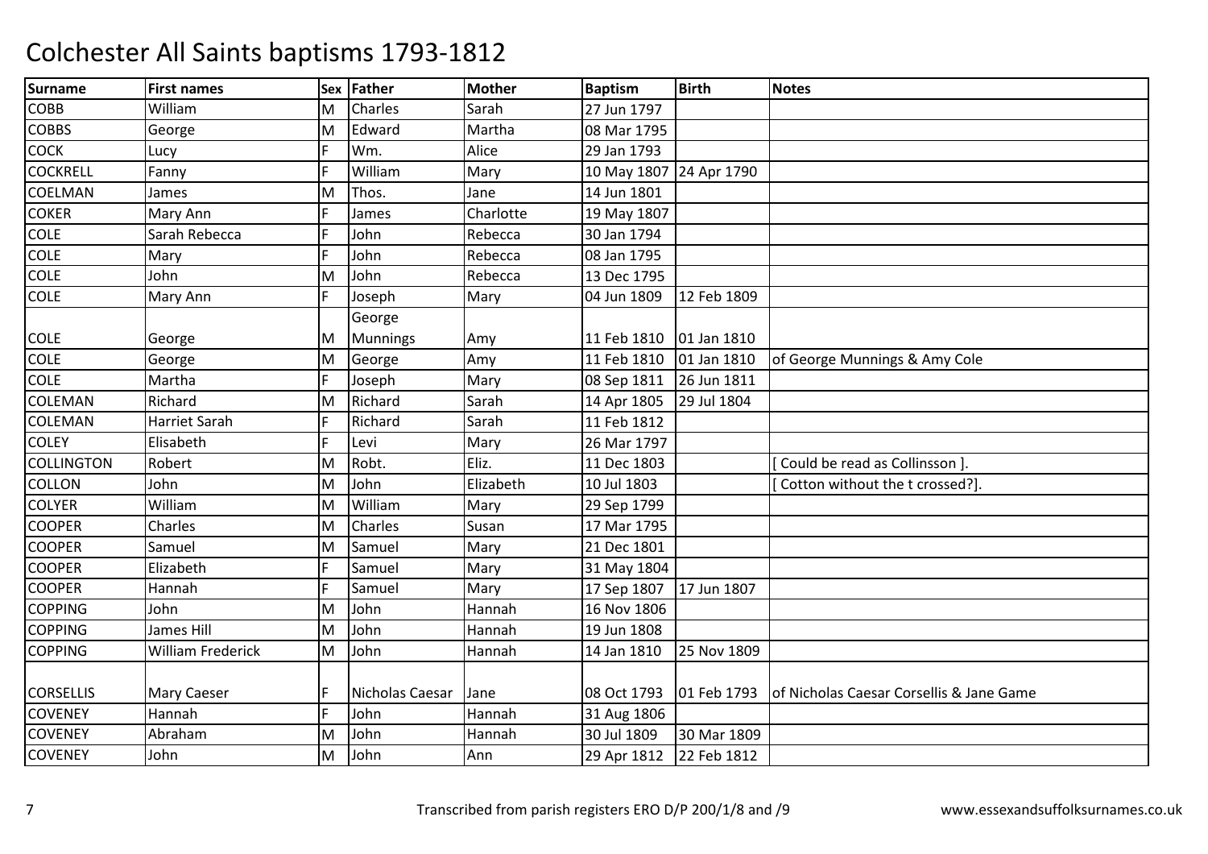# Colchester All Saints baptisms 1793-1812

| Surname | First names | Sex | Father | Mother | Baptism | Birth | Notes |
|---|---|---|---|---|---|---|---|
| COBB | William | M | Charles | Sarah | 27 Jun 1797 | | |
| COBBS | George | M | Edward | Martha | 08 Mar 1795 | | |
| COCK | Lucy | F | Wm. | Alice | 29 Jan 1793 | | |
| COCKRELL | Fanny | F | William | Mary | 10 May 1807 | 24 Apr 1790 | |
| COELMAN | James | M | Thos. | Jane | 14 Jun 1801 | | |
| COKER | Mary Ann | F | James | Charlotte | 19 May 1807 | | |
| COLE | Sarah Rebecca | F | John | Rebecca | 30 Jan 1794 | | |
| COLE | Mary | F | John | Rebecca | 08 Jan 1795 | | |
| COLE | John | M | John | Rebecca | 13 Dec 1795 | | |
| COLE | Mary Ann | F | Joseph | Mary | 04 Jun 1809 | 12 Feb 1809 | |
| COLE | George | M | George Munnings | Amy | 11 Feb 1810 | 01 Jan 1810 | |
| COLE | George | M | George | Amy | 11 Feb 1810 | 01 Jan 1810 | of George Munnings & Amy Cole |
| COLE | Martha | F | Joseph | Mary | 08 Sep 1811 | 26 Jun 1811 | |
| COLEMAN | Richard | M | Richard | Sarah | 14 Apr 1805 | 29 Jul 1804 | |
| COLEMAN | Harriet Sarah | F | Richard | Sarah | 11 Feb 1812 | | |
| COLEY | Elisabeth | F | Levi | Mary | 26 Mar 1797 | | |
| COLLINGTON | Robert | M | Robt. | Eliz. | 11 Dec 1803 | | [ Could be read as Collinsson ]. |
| COLLON | John | M | John | Elizabeth | 10 Jul 1803 | | [ Cotton without the t crossed?]. |
| COLYER | William | M | William | Mary | 29 Sep 1799 | | |
| COOPER | Charles | M | Charles | Susan | 17 Mar 1795 | | |
| COOPER | Samuel | M | Samuel | Mary | 21 Dec 1801 | | |
| COOPER | Elizabeth | F | Samuel | Mary | 31 May 1804 | | |
| COOPER | Hannah | F | Samuel | Mary | 17 Sep 1807 | 17 Jun 1807 | |
| COPPING | John | M | John | Hannah | 16 Nov 1806 | | |
| COPPING | James Hill | M | John | Hannah | 19 Jun 1808 | | |
| COPPING | William Frederick | M | John | Hannah | 14 Jan 1810 | 25 Nov 1809 | |
| CORSELLIS | Mary Caeser | F | Nicholas Caesar | Jane | 08 Oct 1793 | 01 Feb 1793 | of Nicholas Caesar Corsellis & Jane Game |
| COVENEY | Hannah | F | John | Hannah | 31 Aug 1806 | | |
| COVENEY | Abraham | M | John | Hannah | 30 Jul 1809 | 30 Mar 1809 | |
| COVENEY | John | M | John | Ann | 29 Apr 1812 | 22 Feb 1812 | |

Transcribed from parish registers ERO D/P 200/1/8 and /9 www.essexandsuffolksurnames.co.uk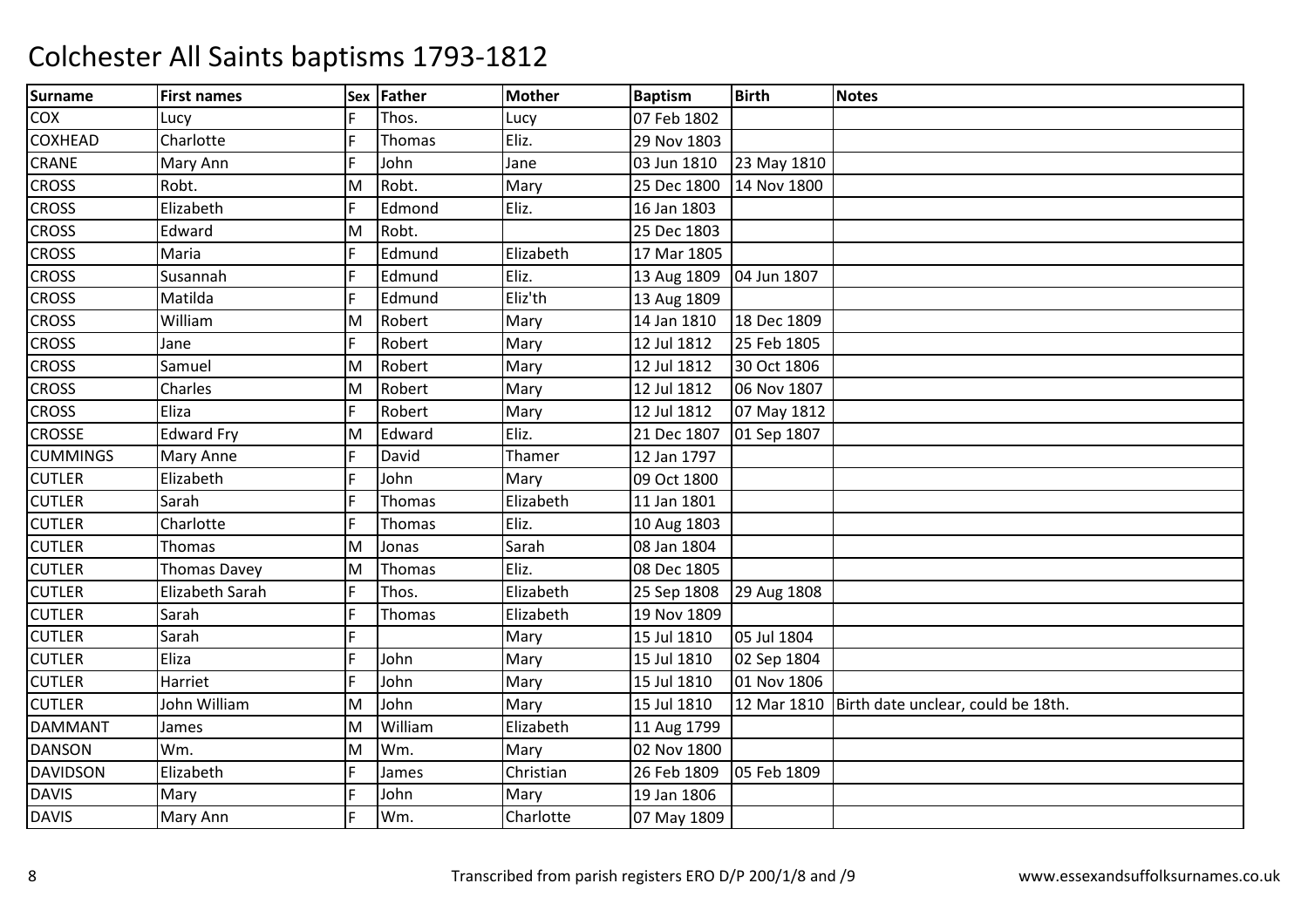# Colchester All Saints baptisms 1793-1812

| Surname | First names | Sex | Father | Mother | Baptism | Birth | Notes |
|---|---|---|---|---|---|---|---|
| COX | Lucy | F | Thos. | Lucy | 07 Feb 1802 | | |
| COXHEAD | Charlotte | F | Thomas | Eliz. | 29 Nov 1803 | | |
| CRANE | Mary Ann | F | John | Jane | 03 Jun 1810 | 23 May 1810 | |
| CROSS | Robt. | M | Robt. | Mary | 25 Dec 1800 | 14 Nov 1800 | |
| CROSS | Elizabeth | F | Edmond | Eliz. | 16 Jan 1803 | | |
| CROSS | Edward | M | Robt. | | 25 Dec 1803 | | |
| CROSS | Maria | F | Edmund | Elizabeth | 17 Mar 1805 | | |
| CROSS | Susannah | F | Edmund | Eliz. | 13 Aug 1809 | 04 Jun 1807 | |
| CROSS | Matilda | F | Edmund | Eliz'th | 13 Aug 1809 | | |
| CROSS | William | M | Robert | Mary | 14 Jan 1810 | 18 Dec 1809 | |
| CROSS | Jane | F | Robert | Mary | 12 Jul 1812 | 25 Feb 1805 | |
| CROSS | Samuel | M | Robert | Mary | 12 Jul 1812 | 30 Oct 1806 | |
| CROSS | Charles | M | Robert | Mary | 12 Jul 1812 | 06 Nov 1807 | |
| CROSS | Eliza | F | Robert | Mary | 12 Jul 1812 | 07 May 1812 | |
| CROSSE | Edward Fry | M | Edward | Eliz. | 21 Dec 1807 | 01 Sep 1807 | |
| CUMMINGS | Mary Anne | F | David | Thamer | 12 Jan 1797 | | |
| CUTLER | Elizabeth | F | John | Mary | 09 Oct 1800 | | |
| CUTLER | Sarah | F | Thomas | Elizabeth | 11 Jan 1801 | | |
| CUTLER | Charlotte | F | Thomas | Eliz. | 10 Aug 1803 | | |
| CUTLER | Thomas | M | Jonas | Sarah | 08 Jan 1804 | | |
| CUTLER | Thomas Davey | M | Thomas | Eliz. | 08 Dec 1805 | | |
| CUTLER | Elizabeth Sarah | F | Thos. | Elizabeth | 25 Sep 1808 | 29 Aug 1808 | |
| CUTLER | Sarah | F | Thomas | Elizabeth | 19 Nov 1809 | | |
| CUTLER | Sarah | F | | Mary | 15 Jul 1810 | 05 Jul 1804 | |
| CUTLER | Eliza | F | John | Mary | 15 Jul 1810 | 02 Sep 1804 | |
| CUTLER | Harriet | F | John | Mary | 15 Jul 1810 | 01 Nov 1806 | |
| CUTLER | John William | M | John | Mary | 15 Jul 1810 | 12 Mar 1810 | Birth date unclear, could be 18th. |
| DAMMANT | James | M | William | Elizabeth | 11 Aug 1799 | | |
| DANSON | Wm. | M | Wm. | Mary | 02 Nov 1800 | | |
| DAVIDSON | Elizabeth | F | James | Christian | 26 Feb 1809 | 05 Feb 1809 | |
| DAVIS | Mary | F | John | Mary | 19 Jan 1806 | | |
| DAVIS | Mary Ann | F | Wm. | Charlotte | 07 May 1809 | | |

Transcribed from parish registers ERO D/P 200/1/8 and /9 www.essexandsuffolksurnames.co.uk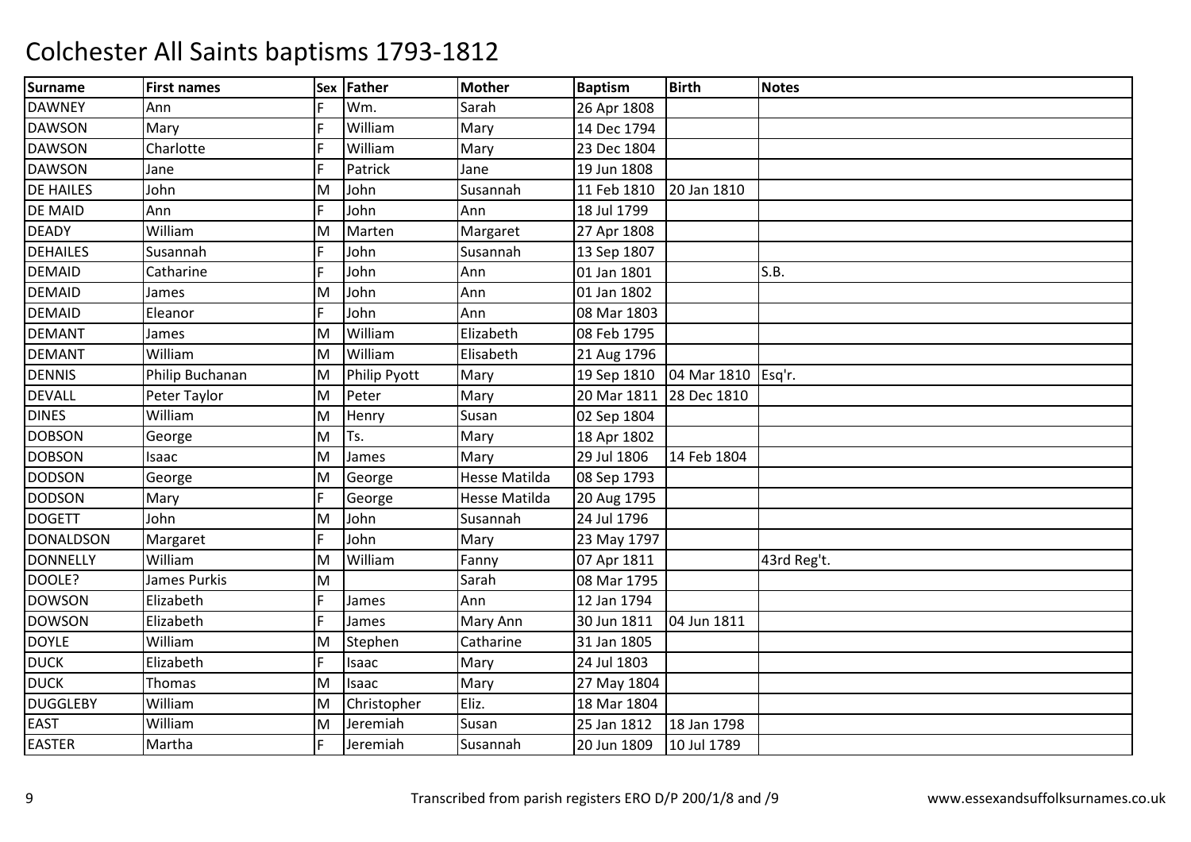# Colchester All Saints baptisms 1793-1812

| Surname | First names | Sex | Father | Mother | Baptism | Birth | Notes |
|---|---|---|---|---|---|---|---|
| DAWNEY | Ann | F | Wm. | Sarah | 26 Apr 1808 | | |
| DAWSON | Mary | F | William | Mary | 14 Dec 1794 | | |
| DAWSON | Charlotte | F | William | Mary | 23 Dec 1804 | | |
| DAWSON | Jane | F | Patrick | Jane | 19 Jun 1808 | | |
| DE HAILES | John | M | John | Susannah | 11 Feb 1810 | 20 Jan 1810 | |
| DE MAID | Ann | F | John | Ann | 18 Jul 1799 | | |
| DEADY | William | M | Marten | Margaret | 27 Apr 1808 | | |
| DEHAILES | Susannah | F | John | Susannah | 13 Sep 1807 | | |
| DEMAID | Catharine | F | John | Ann | 01 Jan 1801 | | S.B. |
| DEMAID | James | M | John | Ann | 01 Jan 1802 | | |
| DEMAID | Eleanor | F | John | Ann | 08 Mar 1803 | | |
| DEMANT | James | M | William | Elizabeth | 08 Feb 1795 | | |
| DEMANT | William | M | William | Elisabeth | 21 Aug 1796 | | |
| DENNIS | Philip Buchanan | M | Philip Pyott | Mary | 19 Sep 1810 | 04 Mar 1810 | Esq'r. |
| DEVALL | Peter Taylor | M | Peter | Mary | 20 Mar 1811 | 28 Dec 1810 | |
| DINES | William | M | Henry | Susan | 02 Sep 1804 | | |
| DOBSON | George | M | Ts. | Mary | 18 Apr 1802 | | |
| DOBSON | Isaac | M | James | Mary | 29 Jul 1806 | 14 Feb 1804 | |
| DODSON | George | M | George | Hesse Matilda | 08 Sep 1793 | | |
| DODSON | Mary | F | George | Hesse Matilda | 20 Aug 1795 | | |
| DOGETT | John | M | John | Susannah | 24 Jul 1796 | | |
| DONALDSON | Margaret | F | John | Mary | 23 May 1797 | | |
| DONNELLY | William | M | William | Fanny | 07 Apr 1811 | | 43rd Reg't. |
| DOOLE? | James Purkis | M | | Sarah | 08 Mar 1795 | | |
| DOWSON | Elizabeth | F | James | Ann | 12 Jan 1794 | | |
| DOWSON | Elizabeth | F | James | Mary Ann | 30 Jun 1811 | 04 Jun 1811 | |
| DOYLE | William | M | Stephen | Catharine | 31 Jan 1805 | | |
| DUCK | Elizabeth | F | Isaac | Mary | 24 Jul 1803 | | |
| DUCK | Thomas | M | Isaac | Mary | 27 May 1804 | | |
| DUGGLEBY | William | M | Christopher | Eliz. | 18 Mar 1804 | | |
| EAST | William | M | Jeremiah | Susan | 25 Jan 1812 | 18 Jan 1798 | |
| EASTER | Martha | F | Jeremiah | Susannah | 20 Jun 1809 | 10 Jul 1789 | |

Transcribed from parish registers ERO D/P 200/1/8 and /9

www.essexandsuffolksurnames.co.uk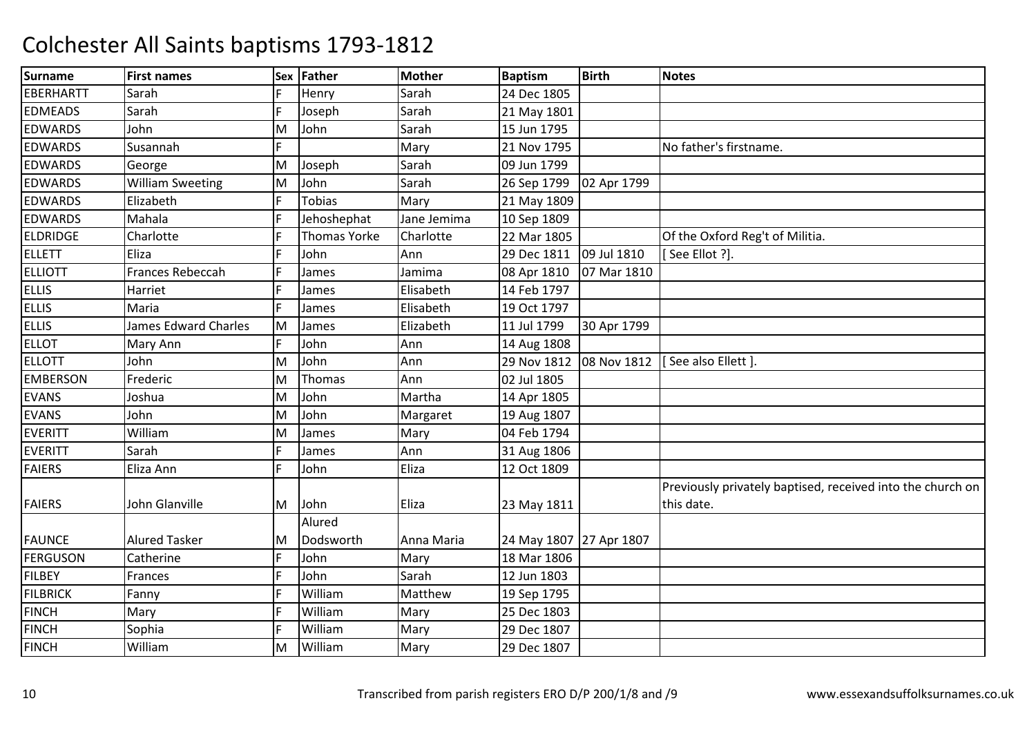# Colchester All Saints baptisms 1793-1812

| Surname | First names | Sex | Father | Mother | Baptism | Birth | Notes |
|---|---|---|---|---|---|---|---|
| EBERHARTT | Sarah | F | Henry | Sarah | 24 Dec 1805 | | |
| EDMEADS | Sarah | F | Joseph | Sarah | 21 May 1801 | | |
| EDWARDS | John | M | John | Sarah | 15 Jun 1795 | | |
| EDWARDS | Susannah | F | | Mary | 21 Nov 1795 | | No father's firstname. |
| EDWARDS | George | M | Joseph | Sarah | 09 Jun 1799 | | |
| EDWARDS | William Sweeting | M | John | Sarah | 26 Sep 1799 | 02 Apr 1799 | |
| EDWARDS | Elizabeth | F | Tobias | Mary | 21 May 1809 | | |
| EDWARDS | Mahala | F | Jehoshephat | Jane Jemima | 10 Sep 1809 | | |
| ELDRIDGE | Charlotte | F | Thomas Yorke | Charlotte | 22 Mar 1805 | | Of the Oxford Reg't of Militia. |
| ELLETT | Eliza | F | John | Ann | 29 Dec 1811 | 09 Jul 1810 | [ See Ellot ?]. |
| ELLIOTT | Frances Rebeccah | F | James | Jamima | 08 Apr 1810 | 07 Mar 1810 | |
| ELLIS | Harriet | F | James | Elisabeth | 14 Feb 1797 | | |
| ELLIS | Maria | F | James | Elisabeth | 19 Oct 1797 | | |
| ELLIS | James Edward Charles | M | James | Elizabeth | 11 Jul 1799 | 30 Apr 1799 | |
| ELLOT | Mary Ann | F | John | Ann | 14 Aug 1808 | | |
| ELLOTT | John | M | John | Ann | 29 Nov 1812 | 08 Nov 1812 | [ See also Ellett ]. |
| EMBERSON | Frederic | M | Thomas | Ann | 02 Jul 1805 | | |
| EVANS | Joshua | M | John | Martha | 14 Apr 1805 | | |
| EVANS | John | M | John | Margaret | 19 Aug 1807 | | |
| EVERITT | William | M | James | Mary | 04 Feb 1794 | | |
| EVERITT | Sarah | F | James | Ann | 31 Aug 1806 | | |
| FAIERS | Eliza Ann | F | John | Eliza | 12 Oct 1809 | | |
| FAIERS | John Glanville | M | John | Eliza | 23 May 1811 | | Previously privately baptised, received into the church on this date. |
| FAUNCE | Alured Tasker | M | Alured Dodsworth | Anna Maria | 24 May 1807 | 27 Apr 1807 | |
| FERGUSON | Catherine | F | John | Mary | 18 Mar 1806 | | |
| FILBEY | Frances | F | John | Sarah | 12 Jun 1803 | | |
| FILBRICK | Fanny | F | William | Matthew | 19 Sep 1795 | | |
| FINCH | Mary | F | William | Mary | 25 Dec 1803 | | |
| FINCH | Sophia | F | William | Mary | 29 Dec 1807 | | |
| FINCH | William | M | William | Mary | 29 Dec 1807 | | |

Transcribed from parish registers ERO D/P 200/1/8 and /9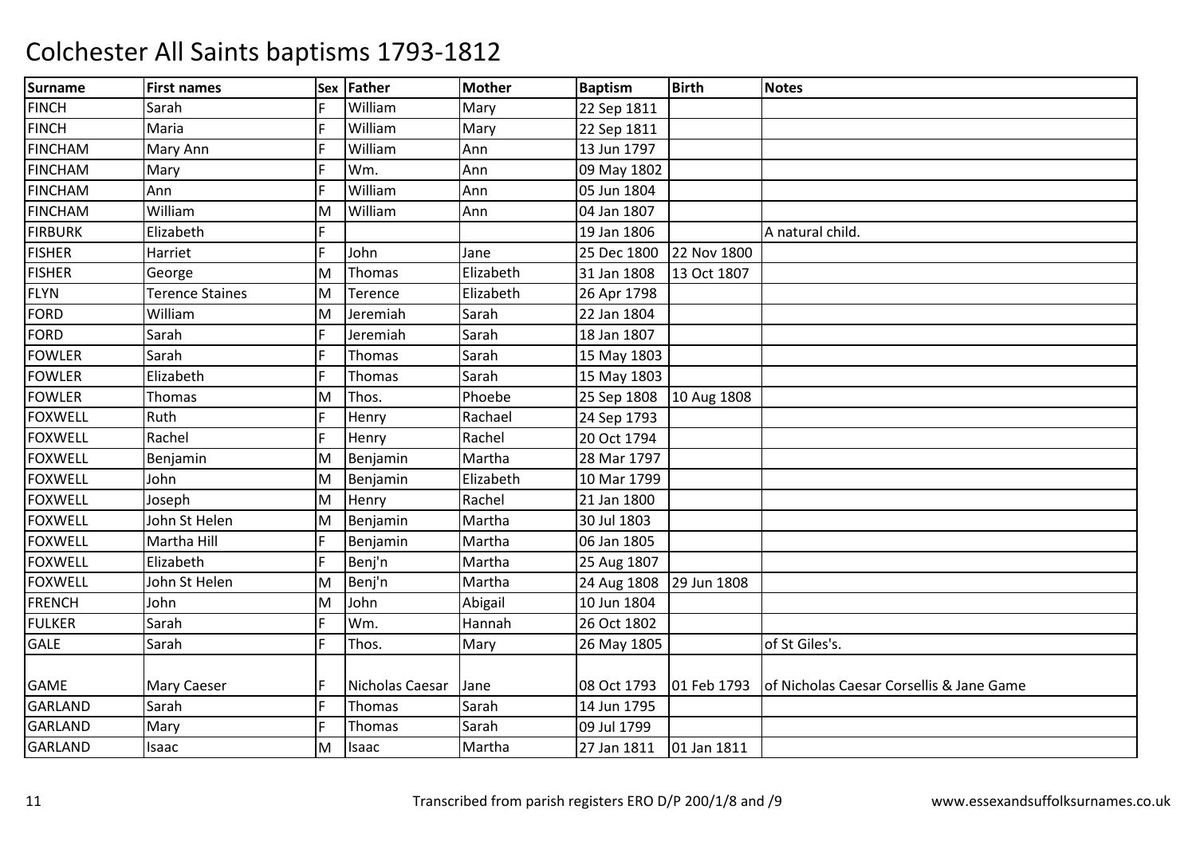# Colchester All Saints baptisms 1793-1812

| Surname | First names | Sex | Father | Mother | Baptism | Birth | Notes |
|---|---|---|---|---|---|---|---|
| FINCH | Sarah | F | William | Mary | 22 Sep 1811 | | |
| FINCH | Maria | F | William | Mary | 22 Sep 1811 | | |
| FINCHAM | Mary Ann | F | William | Ann | 13 Jun 1797 | | |
| FINCHAM | Mary | F | Wm. | Ann | 09 May 1802 | | |
| FINCHAM | Ann | F | William | Ann | 05 Jun 1804 | | |
| FINCHAM | William | M | William | Ann | 04 Jan 1807 | | |
| FIRBURK | Elizabeth | F | | | 19 Jan 1806 | | A natural child. |
| FISHER | Harriet | F | John | Jane | 25 Dec 1800 | 22 Nov 1800 | |
| FISHER | George | M | Thomas | Elizabeth | 31 Jan 1808 | 13 Oct 1807 | |
| FLYN | Terence Staines | M | Terence | Elizabeth | 26 Apr 1798 | | |
| FORD | William | M | Jeremiah | Sarah | 22 Jan 1804 | | |
| FORD | Sarah | F | Jeremiah | Sarah | 18 Jan 1807 | | |
| FOWLER | Sarah | F | Thomas | Sarah | 15 May 1803 | | |
| FOWLER | Elizabeth | F | Thomas | Sarah | 15 May 1803 | | |
| FOWLER | Thomas | M | Thos. | Phoebe | 25 Sep 1808 | 10 Aug 1808 | |
| FOXWELL | Ruth | F | Henry | Rachael | 24 Sep 1793 | | |
| FOXWELL | Rachel | F | Henry | Rachel | 20 Oct 1794 | | |
| FOXWELL | Benjamin | M | Benjamin | Martha | 28 Mar 1797 | | |
| FOXWELL | John | M | Benjamin | Elizabeth | 10 Mar 1799 | | |
| FOXWELL | Joseph | M | Henry | Rachel | 21 Jan 1800 | | |
| FOXWELL | John St Helen | M | Benjamin | Martha | 30 Jul 1803 | | |
| FOXWELL | Martha Hill | F | Benjamin | Martha | 06 Jan 1805 | | |
| FOXWELL | Elizabeth | F | Benj'n | Martha | 25 Aug 1807 | | |
| FOXWELL | John St Helen | M | Benj'n | Martha | 24 Aug 1808 | 29 Jun 1808 | |
| FRENCH | John | M | John | Abigail | 10 Jun 1804 | | |
| FULKER | Sarah | F | Wm. | Hannah | 26 Oct 1802 | | |
| GALE | Sarah | F | Thos. | Mary | 26 May 1805 | | of St Giles's. |
| GAME | Mary Caeser | F | Nicholas Caesar | Jane | 08 Oct 1793 | 01 Feb 1793 | of Nicholas Caesar Corsellis & Jane Game |
| GARLAND | Sarah | F | Thomas | Sarah | 14 Jun 1795 | | |
| GARLAND | Mary | F | Thomas | Sarah | 09 Jul 1799 | | |
| GARLAND | Isaac | M | Isaac | Martha | 27 Jan 1811 | 01 Jan 1811 | |

Transcribed from parish registers ERO D/P 200/1/8 and /9

www.essexandsuffolksurnames.co.uk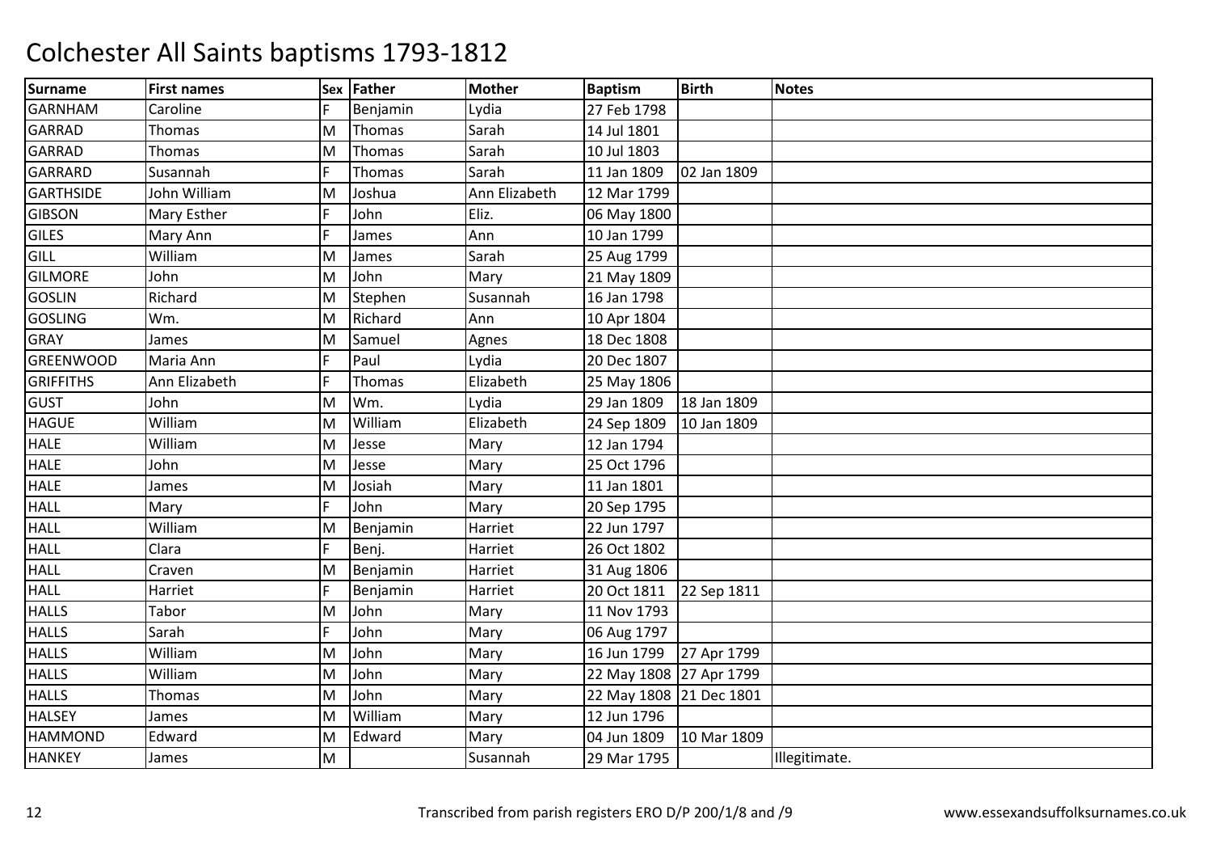# Colchester All Saints baptisms 1793-1812

| Surname | First names | Sex | Father | Mother | Baptism | Birth | Notes |
|---|---|---|---|---|---|---|---|
| GARNHAM | Caroline | F | Benjamin | Lydia | 27 Feb 1798 | | |
| GARRAD | Thomas | M | Thomas | Sarah | 14 Jul 1801 | | |
| GARRAD | Thomas | M | Thomas | Sarah | 10 Jul 1803 | | |
| GARRARD | Susannah | F | Thomas | Sarah | 11 Jan 1809 | 02 Jan 1809 | |
| GARTHSIDE | John William | M | Joshua | Ann Elizabeth | 12 Mar 1799 | | |
| GIBSON | Mary Esther | F | John | Eliz. | 06 May 1800 | | |
| GILES | Mary Ann | F | James | Ann | 10 Jan 1799 | | |
| GILL | William | M | James | Sarah | 25 Aug 1799 | | |
| GILMORE | John | M | John | Mary | 21 May 1809 | | |
| GOSLIN | Richard | M | Stephen | Susannah | 16 Jan 1798 | | |
| GOSLING | Wm. | M | Richard | Ann | 10 Apr 1804 | | |
| GRAY | James | M | Samuel | Agnes | 18 Dec 1808 | | |
| GREENWOOD | Maria Ann | F | Paul | Lydia | 20 Dec 1807 | | |
| GRIFFITHS | Ann Elizabeth | F | Thomas | Elizabeth | 25 May 1806 | | |
| GUST | John | M | Wm. | Lydia | 29 Jan 1809 | 18 Jan 1809 | |
| HAGUE | William | M | William | Elizabeth | 24 Sep 1809 | 10 Jan 1809 | |
| HALE | William | M | Jesse | Mary | 12 Jan 1794 | | |
| HALE | John | M | Jesse | Mary | 25 Oct 1796 | | |
| HALE | James | M | Josiah | Mary | 11 Jan 1801 | | |
| HALL | Mary | F | John | Mary | 20 Sep 1795 | | |
| HALL | William | M | Benjamin | Harriet | 22 Jun 1797 | | |
| HALL | Clara | F | Benj. | Harriet | 26 Oct 1802 | | |
| HALL | Craven | M | Benjamin | Harriet | 31 Aug 1806 | | |
| HALL | Harriet | F | Benjamin | Harriet | 20 Oct 1811 | 22 Sep 1811 | |
| HALLS | Tabor | M | John | Mary | 11 Nov 1793 | | |
| HALLS | Sarah | F | John | Mary | 06 Aug 1797 | | |
| HALLS | William | M | John | Mary | 16 Jun 1799 | 27 Apr 1799 | |
| HALLS | William | M | John | Mary | 22 May 1808 | 27 Apr 1799 | |
| HALLS | Thomas | M | John | Mary | 22 May 1808 | 21 Dec 1801 | |
| HALSEY | James | M | William | Mary | 12 Jun 1796 | | |
| HAMMOND | Edward | M | Edward | Mary | 04 Jun 1809 | 10 Mar 1809 | |
| HANKEY | James | M | | Susannah | 29 Mar 1795 | | Illegitimate. |

Transcribed from parish registers ERO D/P 200/1/8 and /9

www.essexandsuffolksurnames.co.uk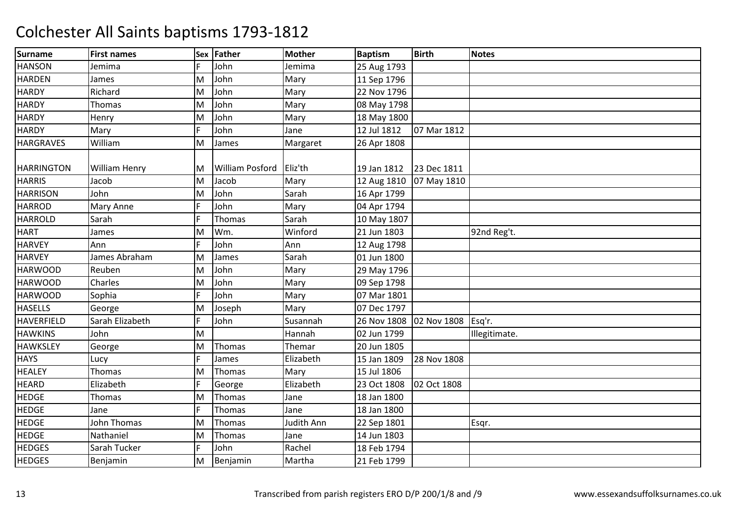# Colchester All Saints baptisms 1793-1812

| Surname | First names | Sex | Father | Mother | Baptism | Birth | Notes |
|---|---|---|---|---|---|---|---|
| HANSON | Jemima | F | John | Jemima | 25 Aug 1793 | | |
| HARDEN | James | M | John | Mary | 11 Sep 1796 | | |
| HARDY | Richard | M | John | Mary | 22 Nov 1796 | | |
| HARDY | Thomas | M | John | Mary | 08 May 1798 | | |
| HARDY | Henry | M | John | Mary | 18 May 1800 | | |
| HARDY | Mary | F | John | Jane | 12 Jul 1812 | 07 Mar 1812 | |
| HARGRAVES | William | M | James | Margaret | 26 Apr 1808 | | |
| HARRINGTON | William Henry | M | William Posford | Eliz'th | 19 Jan 1812 | 23 Dec 1811 | |
| HARRIS | Jacob | M | Jacob | Mary | 12 Aug 1810 | 07 May 1810 | |
| HARRISON | John | M | John | Sarah | 16 Apr 1799 | | |
| HARROD | Mary Anne | F | John | Mary | 04 Apr 1794 | | |
| HARROLD | Sarah | F | Thomas | Sarah | 10 May 1807 | | |
| HART | James | M | Wm. | Winford | 21 Jun 1803 | | 92nd Reg't. |
| HARVEY | Ann | F | John | Ann | 12 Aug 1798 | | |
| HARVEY | James Abraham | M | James | Sarah | 01 Jun 1800 | | |
| HARWOOD | Reuben | M | John | Mary | 29 May 1796 | | |
| HARWOOD | Charles | M | John | Mary | 09 Sep 1798 | | |
| HARWOOD | Sophia | F | John | Mary | 07 Mar 1801 | | |
| HASELLS | George | M | Joseph | Mary | 07 Dec 1797 | | |
| HAVERFIELD | Sarah Elizabeth | F | John | Susannah | 26 Nov 1808 | 02 Nov 1808 | Esq'r. |
| HAWKINS | John | M | | Hannah | 02 Jun 1799 | | Illegitimate. |
| HAWKSLEY | George | M | Thomas | Themar | 20 Jun 1805 | | |
| HAYS | Lucy | F | James | Elizabeth | 15 Jan 1809 | 28 Nov 1808 | |
| HEALEY | Thomas | M | Thomas | Mary | 15 Jul 1806 | | |
| HEARD | Elizabeth | F | George | Elizabeth | 23 Oct 1808 | 02 Oct 1808 | |
| HEDGE | Thomas | M | Thomas | Jane | 18 Jan 1800 | | |
| HEDGE | Jane | F | Thomas | Jane | 18 Jan 1800 | | |
| HEDGE | John Thomas | M | Thomas | Judith Ann | 22 Sep 1801 | | Esqr. |
| HEDGE | Nathaniel | M | Thomas | Jane | 14 Jun 1803 | | |
| HEDGES | Sarah Tucker | F | John | Rachel | 18 Feb 1794 | | |
| HEDGES | Benjamin | M | Benjamin | Martha | 21 Feb 1799 | | |

Transcribed from parish registers ERO D/P 200/1/8 and /9

www.essexandsuffolksurnames.co.uk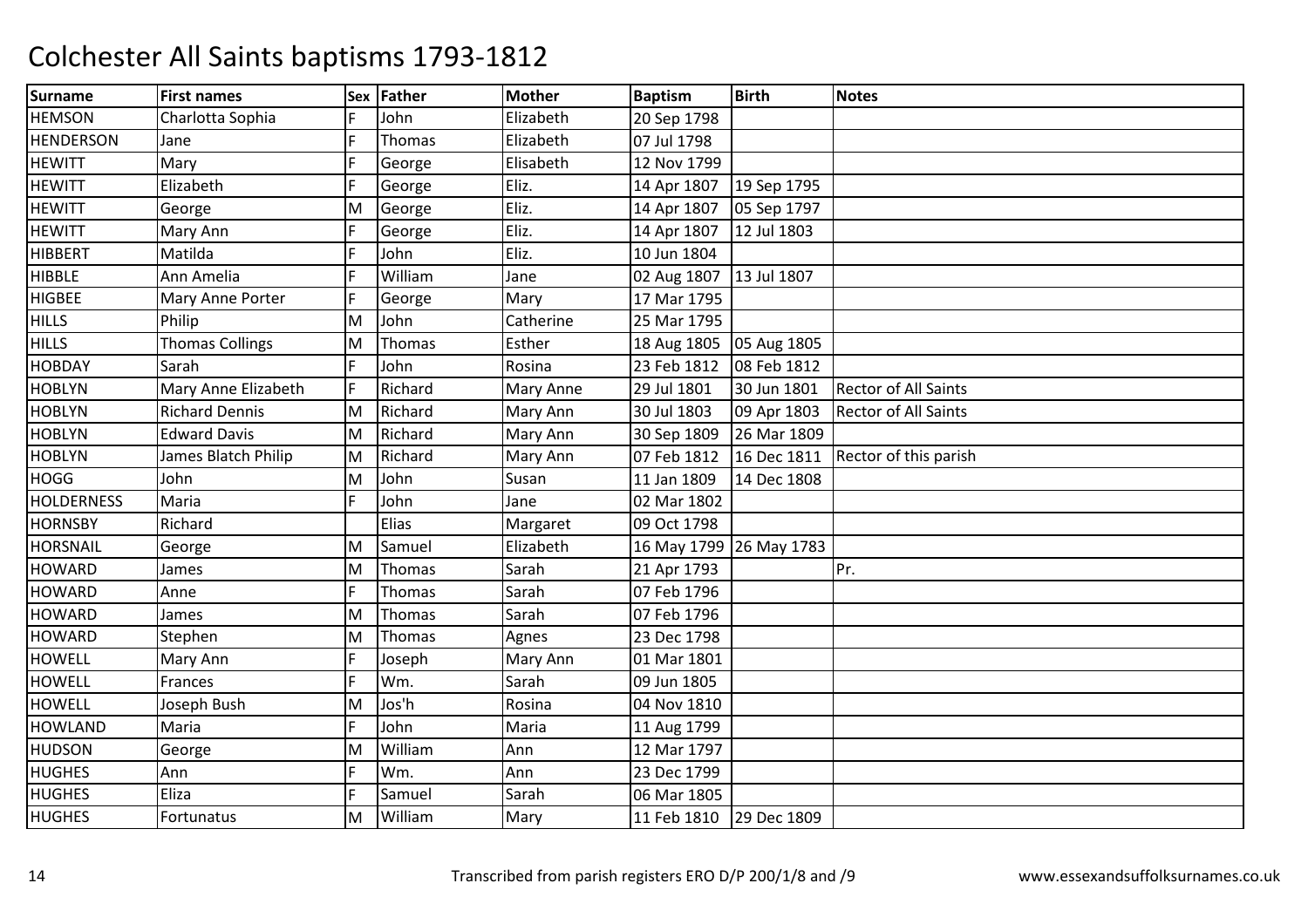# Colchester All Saints baptisms 1793-1812

| Surname | First names | Sex | Father | Mother | Baptism | Birth | Notes |
|---|---|---|---|---|---|---|---|
| HEMSON | Charlotta Sophia | F | John | Elizabeth | 20 Sep 1798 | | |
| HENDERSON | Jane | F | Thomas | Elizabeth | 07 Jul 1798 | | |
| HEWITT | Mary | F | George | Elisabeth | 12 Nov 1799 | | |
| HEWITT | Elizabeth | F | George | Eliz. | 14 Apr 1807 | 19 Sep 1795 | |
| HEWITT | George | M | George | Eliz. | 14 Apr 1807 | 05 Sep 1797 | |
| HEWITT | Mary Ann | F | George | Eliz. | 14 Apr 1807 | 12 Jul 1803 | |
| HIBBERT | Matilda | F | John | Eliz. | 10 Jun 1804 | | |
| HIBBLE | Ann Amelia | F | William | Jane | 02 Aug 1807 | 13 Jul 1807 | |
| HIGBEE | Mary Anne Porter | F | George | Mary | 17 Mar 1795 | | |
| HILLS | Philip | M | John | Catherine | 25 Mar 1795 | | |
| HILLS | Thomas Collings | M | Thomas | Esther | 18 Aug 1805 | 05 Aug 1805 | |
| HOBDAY | Sarah | F | John | Rosina | 23 Feb 1812 | 08 Feb 1812 | |
| HOBLYN | Mary Anne Elizabeth | F | Richard | Mary Anne | 29 Jul 1801 | 30 Jun 1801 | Rector of All Saints |
| HOBLYN | Richard Dennis | M | Richard | Mary Ann | 30 Jul 1803 | 09 Apr 1803 | Rector of All Saints |
| HOBLYN | Edward Davis | M | Richard | Mary Ann | 30 Sep 1809 | 26 Mar 1809 | |
| HOBLYN | James Blatch Philip | M | Richard | Mary Ann | 07 Feb 1812 | 16 Dec 1811 | Rector of this parish |
| HOGG | John | M | John | Susan | 11 Jan 1809 | 14 Dec 1808 | |
| HOLDERNESS | Maria | F | John | Jane | 02 Mar 1802 | | |
| HORNSBY | Richard | | Elias | Margaret | 09 Oct 1798 | | |
| HORSNAIL | George | M | Samuel | Elizabeth | 16 May 1799 | 26 May 1783 | |
| HOWARD | James | M | Thomas | Sarah | 21 Apr 1793 | | Pr. |
| HOWARD | Anne | F | Thomas | Sarah | 07 Feb 1796 | | |
| HOWARD | James | M | Thomas | Sarah | 07 Feb 1796 | | |
| HOWARD | Stephen | M | Thomas | Agnes | 23 Dec 1798 | | |
| HOWELL | Mary Ann | F | Joseph | Mary Ann | 01 Mar 1801 | | |
| HOWELL | Frances | F | Wm. | Sarah | 09 Jun 1805 | | |
| HOWELL | Joseph Bush | M | Jos'h | Rosina | 04 Nov 1810 | | |
| HOWLAND | Maria | F | John | Maria | 11 Aug 1799 | | |
| HUDSON | George | M | William | Ann | 12 Mar 1797 | | |
| HUGHES | Ann | F | Wm. | Ann | 23 Dec 1799 | | |
| HUGHES | Eliza | F | Samuel | Sarah | 06 Mar 1805 | | |
| HUGHES | Fortunatus | M | William | Mary | 11 Feb 1810 | 29 Dec 1809 | |

Transcribed from parish registers ERO D/P 200/1/8 and /9

www.essexandsuffolksurnames.co.uk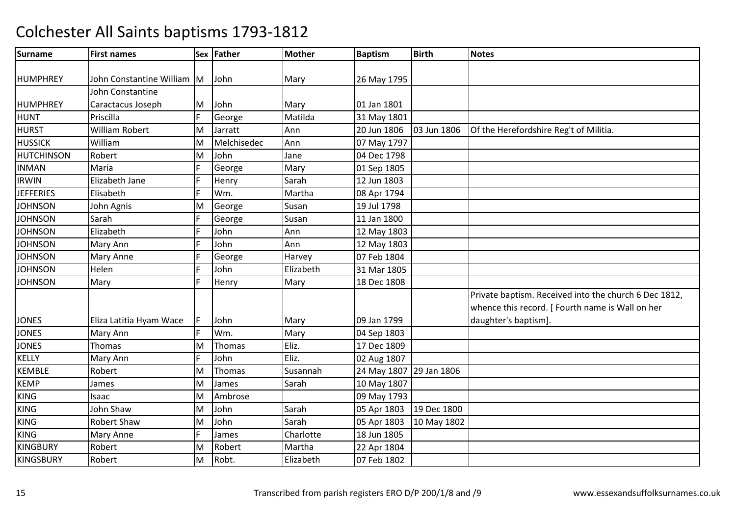# Colchester All Saints baptisms 1793-1812

| Surname | First names | Sex | Father | Mother | Baptism | Birth | Notes |
|---|---|---|---|---|---|---|---|
| HUMPHREY | John Constantine William | M | John | Mary | 26 May 1795 | | |
| HUMPHREY | John Constantine Caractacus Joseph | M | John | Mary | 01 Jan 1801 | | |
| HUNT | Priscilla | F | George | Matilda | 31 May 1801 | | |
| HURST | William Robert | M | Jarratt | Ann | 20 Jun 1806 | 03 Jun 1806 | Of the Herefordshire Reg't of Militia. |
| HUSSICK | William | M | Melchisedec | Ann | 07 May 1797 | | |
| HUTCHINSON | Robert | M | John | Jane | 04 Dec 1798 | | |
| INMAN | Maria | F | George | Mary | 01 Sep 1805 | | |
| IRWIN | Elizabeth Jane | F | Henry | Sarah | 12 Jun 1803 | | |
| JEFFERIES | Elisabeth | F | Wm. | Martha | 08 Apr 1794 | | |
| JOHNSON | John Agnis | M | George | Susan | 19 Jul 1798 | | |
| JOHNSON | Sarah | F | George | Susan | 11 Jan 1800 | | |
| JOHNSON | Elizabeth | F | John | Ann | 12 May 1803 | | |
| JOHNSON | Mary Ann | F | John | Ann | 12 May 1803 | | |
| JOHNSON | Mary Anne | F | George | Harvey | 07 Feb 1804 | | |
| JOHNSON | Helen | F | John | Elizabeth | 31 Mar 1805 | | |
| JOHNSON | Mary | F | Henry | Mary | 18 Dec 1808 | | |
| JONES | Eliza Latitia Hyam Wace | F | John | Mary | 09 Jan 1799 | | Private baptism. Received into the church 6 Dec 1812, whence this record. [ Fourth name is Wall on her daughter's baptism]. |
| JONES | Mary Ann | F | Wm. | Mary | 04 Sep 1803 | | |
| JONES | Thomas | M | Thomas | Eliz. | 17 Dec 1809 | | |
| KELLY | Mary Ann | F | John | Eliz. | 02 Aug 1807 | | |
| KEMBLE | Robert | M | Thomas | Susannah | 24 May 1807 | 29 Jan 1806 | |
| KEMP | James | M | James | Sarah | 10 May 1807 | | |
| KING | Isaac | M | Ambrose | | 09 May 1793 | | |
| KING | John Shaw | M | John | Sarah | 05 Apr 1803 | 19 Dec 1800 | |
| KING | Robert Shaw | M | John | Sarah | 05 Apr 1803 | 10 May 1802 | |
| KING | Mary Anne | F | James | Charlotte | 18 Jun 1805 | | |
| KINGBURY | Robert | M | Robert | Martha | 22 Apr 1804 | | |
| KINGSBURY | Robert | M | Robt. | Elizabeth | 07 Feb 1802 | | |

Transcribed from parish registers ERO D/P 200/1/8 and /9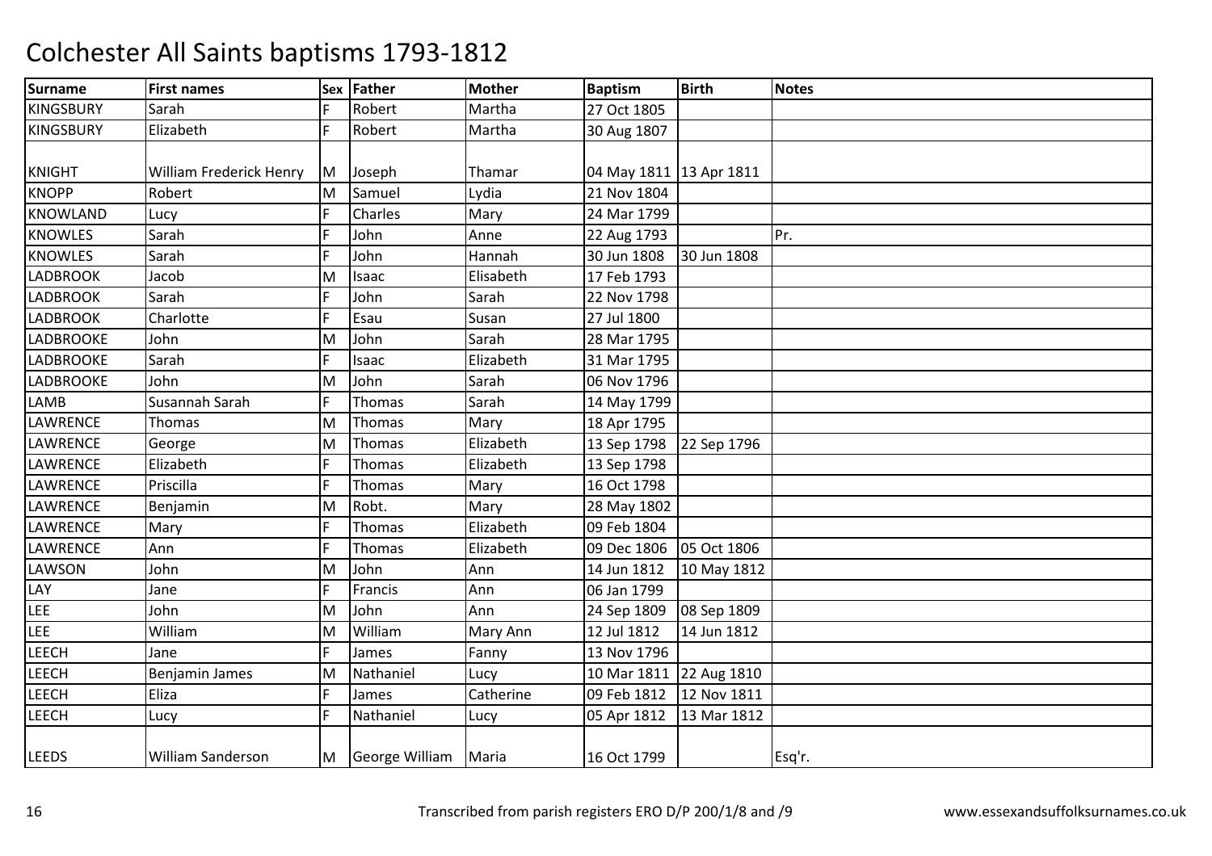# Colchester All Saints baptisms 1793-1812

| Surname | First names | Sex | Father | Mother | Baptism | Birth | Notes |
|---|---|---|---|---|---|---|---|
| KINGSBURY | Sarah | F | Robert | Martha | 27 Oct 1805 | | |
| KINGSBURY | Elizabeth | F | Robert | Martha | 30 Aug 1807 | | |
| KNIGHT | William Frederick Henry | M | Joseph | Thamar | 04 May 1811 | 13 Apr 1811 | |
| KNOPP | Robert | M | Samuel | Lydia | 21 Nov 1804 | | |
| KNOWLAND | Lucy | F | Charles | Mary | 24 Mar 1799 | | |
| KNOWLES | Sarah | F | John | Anne | 22 Aug 1793 | | Pr. |
| KNOWLES | Sarah | F | John | Hannah | 30 Jun 1808 | 30 Jun 1808 | |
| LADBROOK | Jacob | M | Isaac | Elisabeth | 17 Feb 1793 | | |
| LADBROOK | Sarah | F | John | Sarah | 22 Nov 1798 | | |
| LADBROOK | Charlotte | F | Esau | Susan | 27 Jul 1800 | | |
| LADBROOKE | John | M | John | Sarah | 28 Mar 1795 | | |
| LADBROOKE | Sarah | F | Isaac | Elizabeth | 31 Mar 1795 | | |
| LADBROOKE | John | M | John | Sarah | 06 Nov 1796 | | |
| LAMB | Susannah Sarah | F | Thomas | Sarah | 14 May 1799 | | |
| LAWRENCE | Thomas | M | Thomas | Mary | 18 Apr 1795 | | |
| LAWRENCE | George | M | Thomas | Elizabeth | 13 Sep 1798 | 22 Sep 1796 | |
| LAWRENCE | Elizabeth | F | Thomas | Elizabeth | 13 Sep 1798 | | |
| LAWRENCE | Priscilla | F | Thomas | Mary | 16 Oct 1798 | | |
| LAWRENCE | Benjamin | M | Robt. | Mary | 28 May 1802 | | |
| LAWRENCE | Mary | F | Thomas | Elizabeth | 09 Feb 1804 | | |
| LAWRENCE | Ann | F | Thomas | Elizabeth | 09 Dec 1806 | 05 Oct 1806 | |
| LAWSON | John | M | John | Ann | 14 Jun 1812 | 10 May 1812 | |
| LAY | Jane | F | Francis | Ann | 06 Jan 1799 | | |
| LEE | John | M | John | Ann | 24 Sep 1809 | 08 Sep 1809 | |
| LEE | William | M | William | Mary Ann | 12 Jul 1812 | 14 Jun 1812 | |
| LEECH | Jane | F | James | Fanny | 13 Nov 1796 | | |
| LEECH | Benjamin James | M | Nathaniel | Lucy | 10 Mar 1811 | 22 Aug 1810 | |
| LEECH | Eliza | F | James | Catherine | 09 Feb 1812 | 12 Nov 1811 | |
| LEECH | Lucy | F | Nathaniel | Lucy | 05 Apr 1812 | 13 Mar 1812 | |
| LEEDS | William Sanderson | M | George William | Maria | 16 Oct 1799 | | Esq'r. |

Transcribed from parish registers ERO D/P 200/1/8 and /9 www.essexandsuffolksurnames.co.uk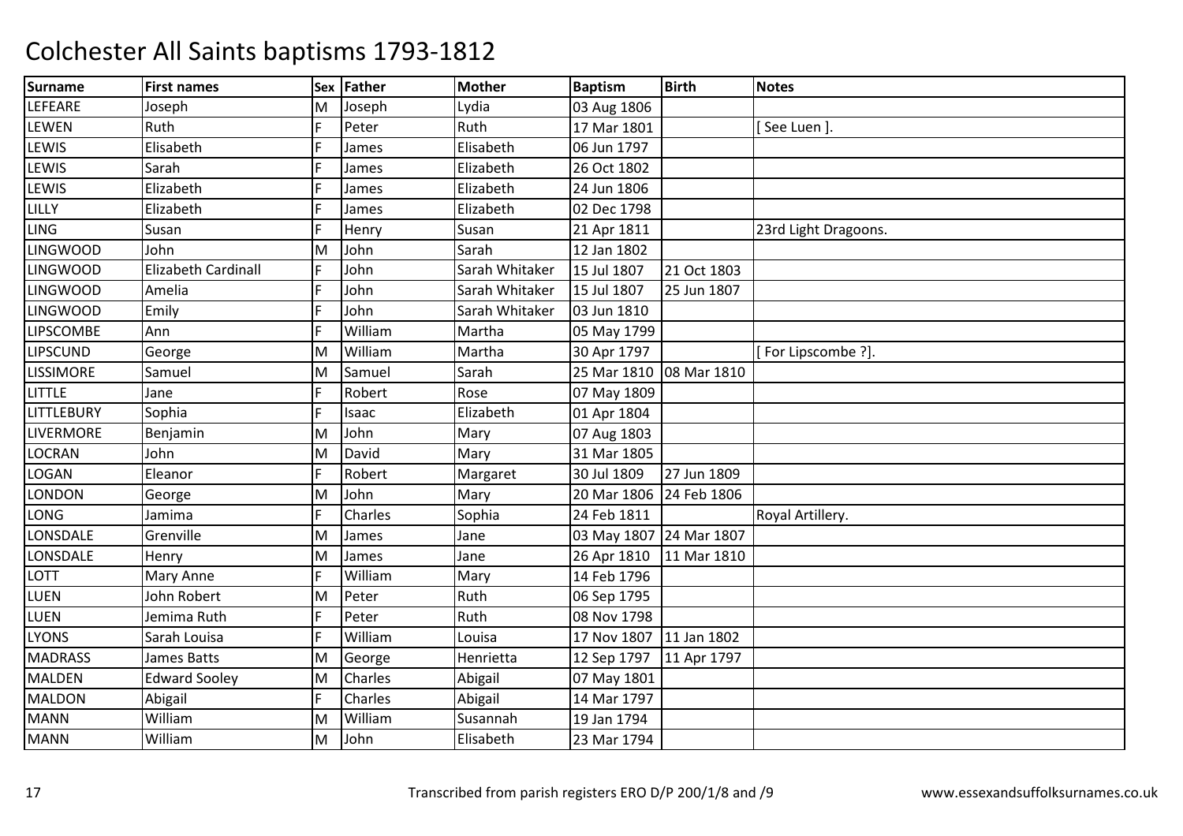# Colchester All Saints baptisms 1793-1812

| Surname | First names | Sex | Father | Mother | Baptism | Birth | Notes |
|---|---|---|---|---|---|---|---|
| LEFEARE | Joseph | M | Joseph | Lydia | 03 Aug 1806 | | |
| LEWEN | Ruth | F | Peter | Ruth | 17 Mar 1801 | | [ See Luen ]. |
| LEWIS | Elisabeth | F | James | Elisabeth | 06 Jun 1797 | | |
| LEWIS | Sarah | F | James | Elizabeth | 26 Oct 1802 | | |
| LEWIS | Elizabeth | F | James | Elizabeth | 24 Jun 1806 | | |
| LILLY | Elizabeth | F | James | Elizabeth | 02 Dec 1798 | | |
| LING | Susan | F | Henry | Susan | 21 Apr 1811 | | 23rd Light Dragoons. |
| LINGWOOD | John | M | John | Sarah | 12 Jan 1802 | | |
| LINGWOOD | Elizabeth Cardinall | F | John | Sarah Whitaker | 15 Jul 1807 | 21 Oct 1803 | |
| LINGWOOD | Amelia | F | John | Sarah Whitaker | 15 Jul 1807 | 25 Jun 1807 | |
| LINGWOOD | Emily | F | John | Sarah Whitaker | 03 Jun 1810 | | |
| LIPSCOMBE | Ann | F | William | Martha | 05 May 1799 | | |
| LIPSCUND | George | M | William | Martha | 30 Apr 1797 | | [ For Lipscombe ?]. |
| LISSIMORE | Samuel | M | Samuel | Sarah | 25 Mar 1810 | 08 Mar 1810 | |
| LITTLE | Jane | F | Robert | Rose | 07 May 1809 | | |
| LITTLEBURY | Sophia | F | Isaac | Elizabeth | 01 Apr 1804 | | |
| LIVERMORE | Benjamin | M | John | Mary | 07 Aug 1803 | | |
| LOCRAN | John | M | David | Mary | 31 Mar 1805 | | |
| LOGAN | Eleanor | F | Robert | Margaret | 30 Jul 1809 | 27 Jun 1809 | |
| LONDON | George | M | John | Mary | 20 Mar 1806 | 24 Feb 1806 | |
| LONG | Jamima | F | Charles | Sophia | 24 Feb 1811 | | Royal Artillery. |
| LONSDALE | Grenville | M | James | Jane | 03 May 1807 | 24 Mar 1807 | |
| LONSDALE | Henry | M | James | Jane | 26 Apr 1810 | 11 Mar 1810 | |
| LOTT | Mary Anne | F | William | Mary | 14 Feb 1796 | | |
| LUEN | John Robert | M | Peter | Ruth | 06 Sep 1795 | | |
| LUEN | Jemima Ruth | F | Peter | Ruth | 08 Nov 1798 | | |
| LYONS | Sarah Louisa | F | William | Louisa | 17 Nov 1807 | 11 Jan 1802 | |
| MADRASS | James Batts | M | George | Henrietta | 12 Sep 1797 | 11 Apr 1797 | |
| MALDEN | Edward Sooley | M | Charles | Abigail | 07 May 1801 | | |
| MALDON | Abigail | F | Charles | Abigail | 14 Mar 1797 | | |
| MANN | William | M | William | Susannah | 19 Jan 1794 | | |
| MANN | William | M | John | Elisabeth | 23 Mar 1794 | | |

Transcribed from parish registers ERO D/P 200/1/8 and /9 www.essexandsuffolksurnames.co.uk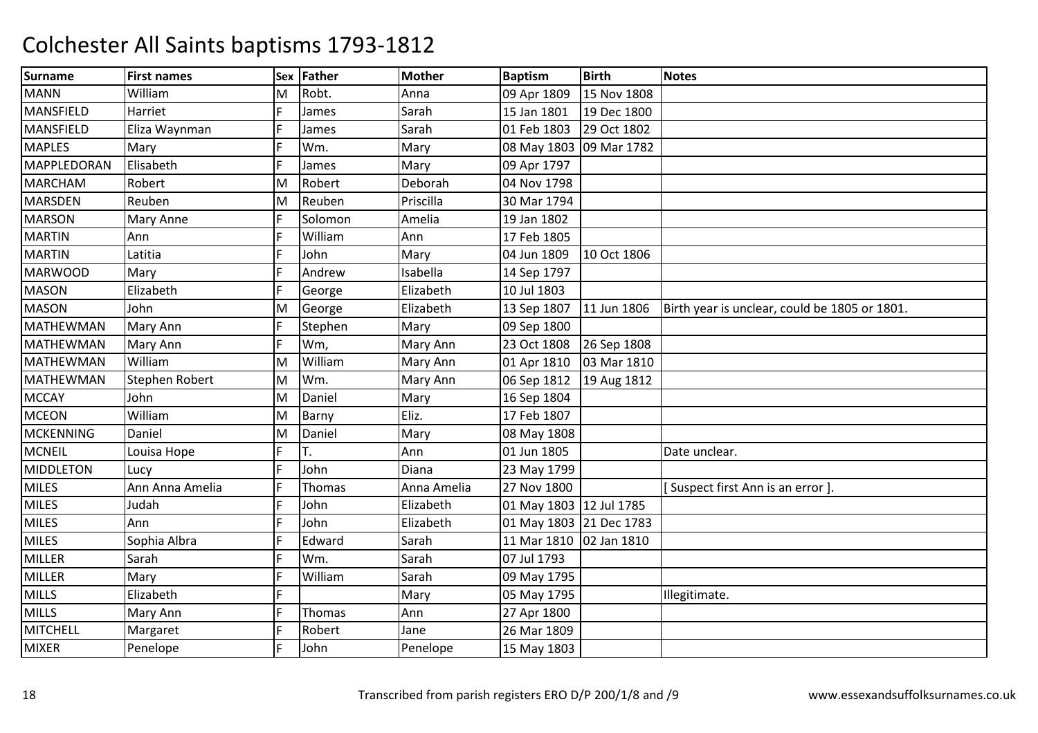# Colchester All Saints baptisms 1793-1812

| Surname | First names | Sex | Father | Mother | Baptism | Birth | Notes |
|---|---|---|---|---|---|---|---|
| MANN | William | M | Robt. | Anna | 09 Apr 1809 | 15 Nov 1808 | |
| MANSFIELD | Harriet | F | James | Sarah | 15 Jan 1801 | 19 Dec 1800 | |
| MANSFIELD | Eliza Waynman | F | James | Sarah | 01 Feb 1803 | 29 Oct 1802 | |
| MAPLES | Mary | F | Wm. | Mary | 08 May 1803 | 09 Mar 1782 | |
| MAPPLEDORAN | Elisabeth | F | James | Mary | 09 Apr 1797 | | |
| MARCHAM | Robert | M | Robert | Deborah | 04 Nov 1798 | | |
| MARSDEN | Reuben | M | Reuben | Priscilla | 30 Mar 1794 | | |
| MARSON | Mary Anne | F | Solomon | Amelia | 19 Jan 1802 | | |
| MARTIN | Ann | F | William | Ann | 17 Feb 1805 | | |
| MARTIN | Latitia | F | John | Mary | 04 Jun 1809 | 10 Oct 1806 | |
| MARWOOD | Mary | F | Andrew | Isabella | 14 Sep 1797 | | |
| MASON | Elizabeth | F | George | Elizabeth | 10 Jul 1803 | | |
| MASON | John | M | George | Elizabeth | 13 Sep 1807 | 11 Jun 1806 | Birth year is unclear, could be 1805 or 1801. |
| MATHEWMAN | Mary Ann | F | Stephen | Mary | 09 Sep 1800 | | |
| MATHEWMAN | Mary Ann | F | Wm, | Mary Ann | 23 Oct 1808 | 26 Sep 1808 | |
| MATHEWMAN | William | M | William | Mary Ann | 01 Apr 1810 | 03 Mar 1810 | |
| MATHEWMAN | Stephen Robert | M | Wm. | Mary Ann | 06 Sep 1812 | 19 Aug 1812 | |
| MCCAY | John | M | Daniel | Mary | 16 Sep 1804 | | |
| MCEON | William | M | Barny | Eliz. | 17 Feb 1807 | | |
| MCKENNING | Daniel | M | Daniel | Mary | 08 May 1808 | | |
| MCNEIL | Louisa Hope | F | T. | Ann | 01 Jun 1805 | | Date unclear. |
| MIDDLETON | Lucy | F | John | Diana | 23 May 1799 | | |
| MILES | Ann Anna Amelia | F | Thomas | Anna Amelia | 27 Nov 1800 | | [ Suspect first Ann is an error ]. |
| MILES | Judah | F | John | Elizabeth | 01 May 1803 | 12 Jul 1785 | |
| MILES | Ann | F | John | Elizabeth | 01 May 1803 | 21 Dec 1783 | |
| MILES | Sophia Albra | F | Edward | Sarah | 11 Mar 1810 | 02 Jan 1810 | |
| MILLER | Sarah | F | Wm. | Sarah | 07 Jul 1793 | | |
| MILLER | Mary | F | William | Sarah | 09 May 1795 | | |
| MILLS | Elizabeth | F | | Mary | 05 May 1795 | | Illegitimate. |
| MILLS | Mary Ann | F | Thomas | Ann | 27 Apr 1800 | | |
| MITCHELL | Margaret | F | Robert | Jane | 26 Mar 1809 | | |
| MIXER | Penelope | F | John | Penelope | 15 May 1803 | | |

Transcribed from parish registers ERO D/P 200/1/8 and /9 www.essexandsuffolksurnames.co.uk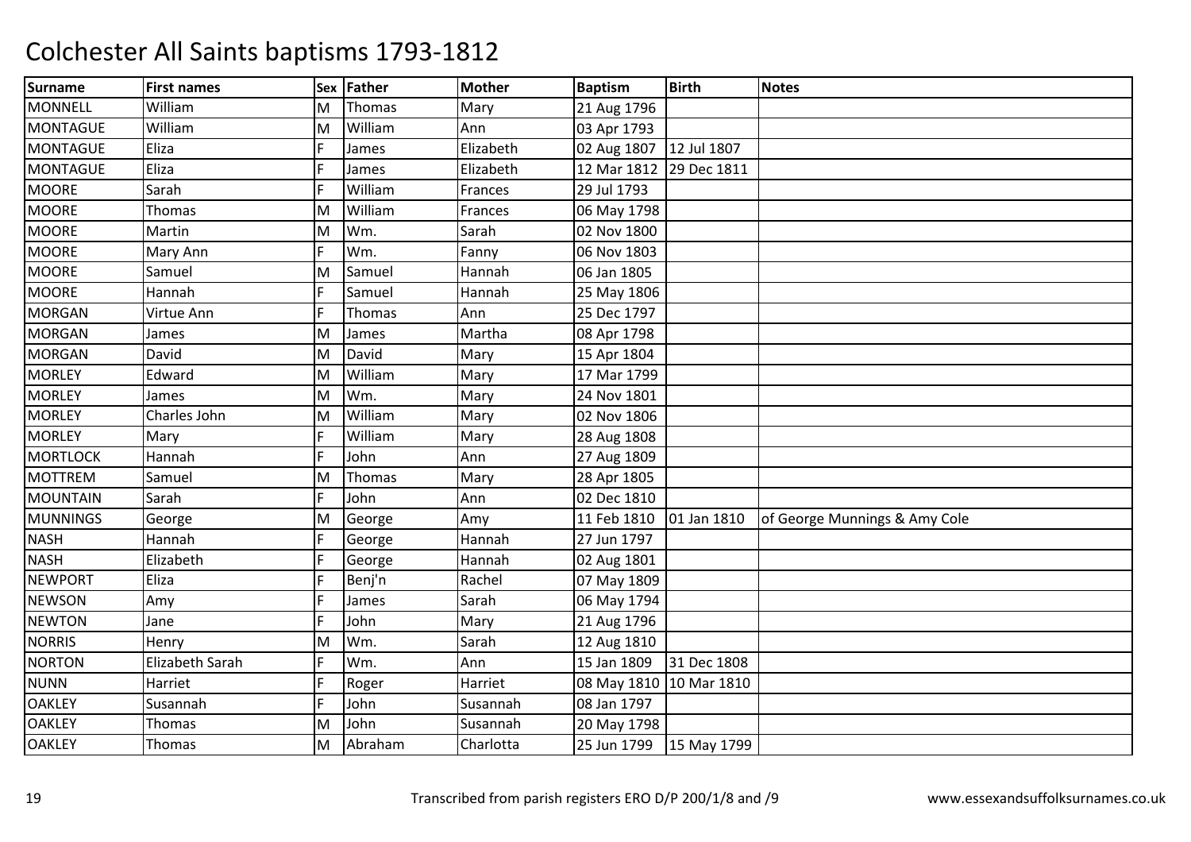# Colchester All Saints baptisms 1793-1812

| Surname | First names | Sex | Father | Mother | Baptism | Birth | Notes |
|---|---|---|---|---|---|---|---|
| MONNELL | William | M | Thomas | Mary | 21 Aug 1796 | | |
| MONTAGUE | William | M | William | Ann | 03 Apr 1793 | | |
| MONTAGUE | Eliza | F | James | Elizabeth | 02 Aug 1807 | 12 Jul 1807 | |
| MONTAGUE | Eliza | F | James | Elizabeth | 12 Mar 1812 | 29 Dec 1811 | |
| MOORE | Sarah | F | William | Frances | 29 Jul 1793 | | |
| MOORE | Thomas | M | William | Frances | 06 May 1798 | | |
| MOORE | Martin | M | Wm. | Sarah | 02 Nov 1800 | | |
| MOORE | Mary Ann | F | Wm. | Fanny | 06 Nov 1803 | | |
| MOORE | Samuel | M | Samuel | Hannah | 06 Jan 1805 | | |
| MOORE | Hannah | F | Samuel | Hannah | 25 May 1806 | | |
| MORGAN | Virtue Ann | F | Thomas | Ann | 25 Dec 1797 | | |
| MORGAN | James | M | James | Martha | 08 Apr 1798 | | |
| MORGAN | David | M | David | Mary | 15 Apr 1804 | | |
| MORLEY | Edward | M | William | Mary | 17 Mar 1799 | | |
| MORLEY | James | M | Wm. | Mary | 24 Nov 1801 | | |
| MORLEY | Charles John | M | William | Mary | 02 Nov 1806 | | |
| MORLEY | Mary | F | William | Mary | 28 Aug 1808 | | |
| MORTLOCK | Hannah | F | John | Ann | 27 Aug 1809 | | |
| MOTTREM | Samuel | M | Thomas | Mary | 28 Apr 1805 | | |
| MOUNTAIN | Sarah | F | John | Ann | 02 Dec 1810 | | |
| MUNNINGS | George | M | George | Amy | 11 Feb 1810 | 01 Jan 1810 | of George Munnings & Amy Cole |
| NASH | Hannah | F | George | Hannah | 27 Jun 1797 | | |
| NASH | Elizabeth | F | George | Hannah | 02 Aug 1801 | | |
| NEWPORT | Eliza | F | Benj'n | Rachel | 07 May 1809 | | |
| NEWSON | Amy | F | James | Sarah | 06 May 1794 | | |
| NEWTON | Jane | F | John | Mary | 21 Aug 1796 | | |
| NORRIS | Henry | M | Wm. | Sarah | 12 Aug 1810 | | |
| NORTON | Elizabeth Sarah | F | Wm. | Ann | 15 Jan 1809 | 31 Dec 1808 | |
| NUNN | Harriet | F | Roger | Harriet | 08 May 1810 | 10 Mar 1810 | |
| OAKLEY | Susannah | F | John | Susannah | 08 Jan 1797 | | |
| OAKLEY | Thomas | M | John | Susannah | 20 May 1798 | | |
| OAKLEY | Thomas | M | Abraham | Charlotta | 25 Jun 1799 | 15 May 1799 | |

Transcribed from parish registers ERO D/P 200/1/8 and /9

www.essexandsuffolksurnames.co.uk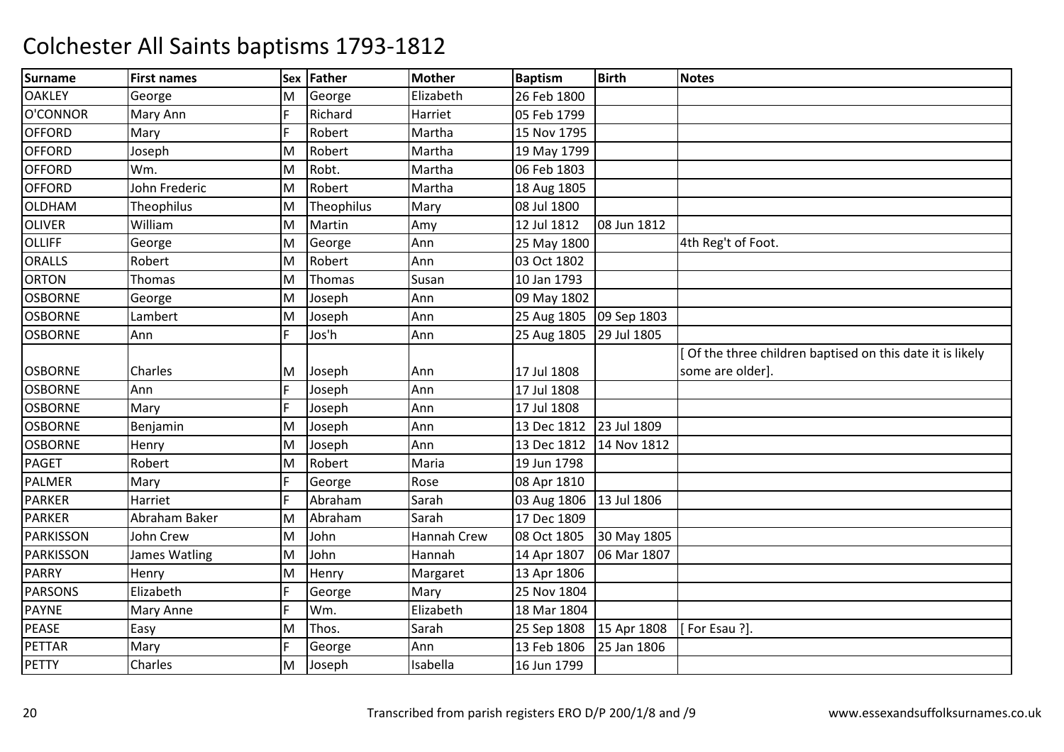# Colchester All Saints baptisms 1793-1812

| Surname | First names | Sex | Father | Mother | Baptism | Birth | Notes |
|---|---|---|---|---|---|---|---|
| OAKLEY | George | M | George | Elizabeth | 26 Feb 1800 | | |
| O'CONNOR | Mary Ann | F | Richard | Harriet | 05 Feb 1799 | | |
| OFFORD | Mary | F | Robert | Martha | 15 Nov 1795 | | |
| OFFORD | Joseph | M | Robert | Martha | 19 May 1799 | | |
| OFFORD | Wm. | M | Robt. | Martha | 06 Feb 1803 | | |
| OFFORD | John Frederic | M | Robert | Martha | 18 Aug 1805 | | |
| OLDHAM | Theophilus | M | Theophilus | Mary | 08 Jul 1800 | | |
| OLIVER | William | M | Martin | Amy | 12 Jul 1812 | 08 Jun 1812 | |
| OLLIFF | George | M | George | Ann | 25 May 1800 | | 4th Reg't of Foot. |
| ORALLS | Robert | M | Robert | Ann | 03 Oct 1802 | | |
| ORTON | Thomas | M | Thomas | Susan | 10 Jan 1793 | | |
| OSBORNE | George | M | Joseph | Ann | 09 May 1802 | | |
| OSBORNE | Lambert | M | Joseph | Ann | 25 Aug 1805 | 09 Sep 1803 | |
| OSBORNE | Ann | F | Jos'h | Ann | 25 Aug 1805 | 29 Jul 1805 | |
| OSBORNE | Charles | M | Joseph | Ann | 17 Jul 1808 | | [ Of the three children baptised on this date it is likely some are older]. |
| OSBORNE | Ann | F | Joseph | Ann | 17 Jul 1808 | | |
| OSBORNE | Mary | F | Joseph | Ann | 17 Jul 1808 | | |
| OSBORNE | Benjamin | M | Joseph | Ann | 13 Dec 1812 | 23 Jul 1809 | |
| OSBORNE | Henry | M | Joseph | Ann | 13 Dec 1812 | 14 Nov 1812 | |
| PAGET | Robert | M | Robert | Maria | 19 Jun 1798 | | |
| PALMER | Mary | F | George | Rose | 08 Apr 1810 | | |
| PARKER | Harriet | F | Abraham | Sarah | 03 Aug 1806 | 13 Jul 1806 | |
| PARKER | Abraham Baker | M | Abraham | Sarah | 17 Dec 1809 | | |
| PARKISSON | John Crew | M | John | Hannah Crew | 08 Oct 1805 | 30 May 1805 | |
| PARKISSON | James Watling | M | John | Hannah | 14 Apr 1807 | 06 Mar 1807 | |
| PARRY | Henry | M | Henry | Margaret | 13 Apr 1806 | | |
| PARSONS | Elizabeth | F | George | Mary | 25 Nov 1804 | | |
| PAYNE | Mary Anne | F | Wm. | Elizabeth | 18 Mar 1804 | | |
| PEASE | Easy | M | Thos. | Sarah | 25 Sep 1808 | 15 Apr 1808 | [ For Esau ?]. |
| PETTAR | Mary | F | George | Ann | 13 Feb 1806 | 25 Jan 1806 | |
| PETTY | Charles | M | Joseph | Isabella | 16 Jun 1799 | | |

Transcribed from parish registers ERO D/P 200/1/8 and /9 — www.essexandsuffolksurnames.co.uk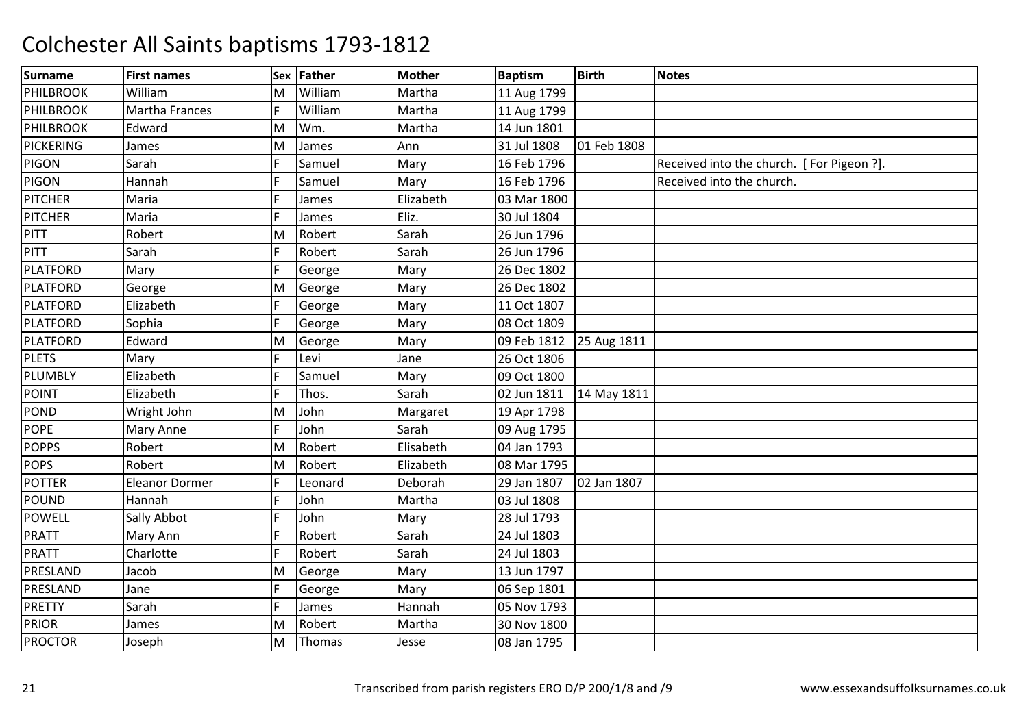# Colchester All Saints baptisms 1793-1812

| Surname | First names | Sex | Father | Mother | Baptism | Birth | Notes |
|---|---|---|---|---|---|---|---|
| PHILBROOK | William | M | William | Martha | 11 Aug 1799 | | |
| PHILBROOK | Martha Frances | F | William | Martha | 11 Aug 1799 | | |
| PHILBROOK | Edward | M | Wm. | Martha | 14 Jun 1801 | | |
| PICKERING | James | M | James | Ann | 31 Jul 1808 | 01 Feb 1808 | |
| PIGON | Sarah | F | Samuel | Mary | 16 Feb 1796 | | Received into the church. [ For Pigeon ?]. |
| PIGON | Hannah | F | Samuel | Mary | 16 Feb 1796 | | Received into the church. |
| PITCHER | Maria | F | James | Elizabeth | 03 Mar 1800 | | |
| PITCHER | Maria | F | James | Eliz. | 30 Jul 1804 | | |
| PITT | Robert | M | Robert | Sarah | 26 Jun 1796 | | |
| PITT | Sarah | F | Robert | Sarah | 26 Jun 1796 | | |
| PLATFORD | Mary | F | George | Mary | 26 Dec 1802 | | |
| PLATFORD | George | M | George | Mary | 26 Dec 1802 | | |
| PLATFORD | Elizabeth | F | George | Mary | 11 Oct 1807 | | |
| PLATFORD | Sophia | F | George | Mary | 08 Oct 1809 | | |
| PLATFORD | Edward | M | George | Mary | 09 Feb 1812 | 25 Aug 1811 | |
| PLETS | Mary | F | Levi | Jane | 26 Oct 1806 | | |
| PLUMBLY | Elizabeth | F | Samuel | Mary | 09 Oct 1800 | | |
| POINT | Elizabeth | F | Thos. | Sarah | 02 Jun 1811 | 14 May 1811 | |
| POND | Wright John | M | John | Margaret | 19 Apr 1798 | | |
| POPE | Mary Anne | F | John | Sarah | 09 Aug 1795 | | |
| POPPS | Robert | M | Robert | Elisabeth | 04 Jan 1793 | | |
| POPS | Robert | M | Robert | Elizabeth | 08 Mar 1795 | | |
| POTTER | Eleanor Dormer | F | Leonard | Deborah | 29 Jan 1807 | 02 Jan 1807 | |
| POUND | Hannah | F | John | Martha | 03 Jul 1808 | | |
| POWELL | Sally Abbot | F | John | Mary | 28 Jul 1793 | | |
| PRATT | Mary Ann | F | Robert | Sarah | 24 Jul 1803 | | |
| PRATT | Charlotte | F | Robert | Sarah | 24 Jul 1803 | | |
| PRESLAND | Jacob | M | George | Mary | 13 Jun 1797 | | |
| PRESLAND | Jane | F | George | Mary | 06 Sep 1801 | | |
| PRETTY | Sarah | F | James | Hannah | 05 Nov 1793 | | |
| PRIOR | James | M | Robert | Martha | 30 Nov 1800 | | |
| PROCTOR | Joseph | M | Thomas | Jesse | 08 Jan 1795 | | |

Transcribed from parish registers ERO D/P 200/1/8 and /9 www.essexandsuffolksurnames.co.uk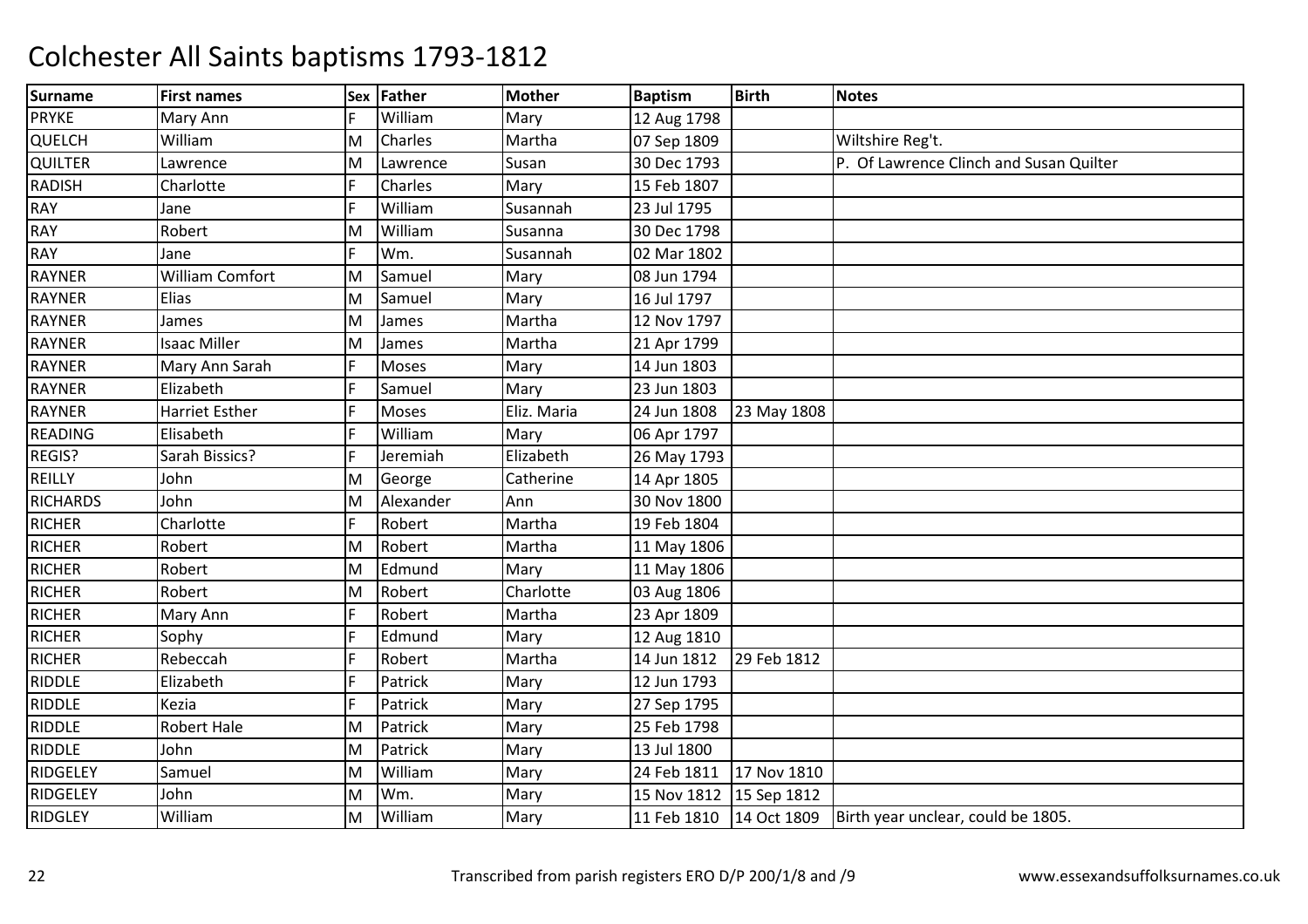# Colchester All Saints baptisms 1793-1812

| Surname | First names | Sex | Father | Mother | Baptism | Birth | Notes |
|---|---|---|---|---|---|---|---|
| PRYKE | Mary Ann | F | William | Mary | 12 Aug 1798 | | |
| QUELCH | William | M | Charles | Martha | 07 Sep 1809 | | Wiltshire Reg't. |
| QUILTER | Lawrence | M | Lawrence | Susan | 30 Dec 1793 | | P. Of Lawrence Clinch and Susan Quilter |
| RADISH | Charlotte | F | Charles | Mary | 15 Feb 1807 | | |
| RAY | Jane | F | William | Susannah | 23 Jul 1795 | | |
| RAY | Robert | M | William | Susanna | 30 Dec 1798 | | |
| RAY | Jane | F | Wm. | Susannah | 02 Mar 1802 | | |
| RAYNER | William Comfort | M | Samuel | Mary | 08 Jun 1794 | | |
| RAYNER | Elias | M | Samuel | Mary | 16 Jul 1797 | | |
| RAYNER | James | M | James | Martha | 12 Nov 1797 | | |
| RAYNER | Isaac Miller | M | James | Martha | 21 Apr 1799 | | |
| RAYNER | Mary Ann Sarah | F | Moses | Mary | 14 Jun 1803 | | |
| RAYNER | Elizabeth | F | Samuel | Mary | 23 Jun 1803 | | |
| RAYNER | Harriet Esther | F | Moses | Eliz. Maria | 24 Jun 1808 | 23 May 1808 | |
| READING | Elisabeth | F | William | Mary | 06 Apr 1797 | | |
| REGIS? | Sarah Bissics? | F | Jeremiah | Elizabeth | 26 May 1793 | | |
| REILLY | John | M | George | Catherine | 14 Apr 1805 | | |
| RICHARDS | John | M | Alexander | Ann | 30 Nov 1800 | | |
| RICHER | Charlotte | F | Robert | Martha | 19 Feb 1804 | | |
| RICHER | Robert | M | Robert | Martha | 11 May 1806 | | |
| RICHER | Robert | M | Edmund | Mary | 11 May 1806 | | |
| RICHER | Robert | M | Robert | Charlotte | 03 Aug 1806 | | |
| RICHER | Mary Ann | F | Robert | Martha | 23 Apr 1809 | | |
| RICHER | Sophy | F | Edmund | Mary | 12 Aug 1810 | | |
| RICHER | Rebeccah | F | Robert | Martha | 14 Jun 1812 | 29 Feb 1812 | |
| RIDDLE | Elizabeth | F | Patrick | Mary | 12 Jun 1793 | | |
| RIDDLE | Kezia | F | Patrick | Mary | 27 Sep 1795 | | |
| RIDDLE | Robert Hale | M | Patrick | Mary | 25 Feb 1798 | | |
| RIDDLE | John | M | Patrick | Mary | 13 Jul 1800 | | |
| RIDGELEY | Samuel | M | William | Mary | 24 Feb 1811 | 17 Nov 1810 | |
| RIDGELEY | John | M | Wm. | Mary | 15 Nov 1812 | 15 Sep 1812 | |
| RIDGLEY | William | M | William | Mary | 11 Feb 1810 | 14 Oct 1809 | Birth year unclear, could be 1805. |

Transcribed from parish registers ERO D/P 200/1/8 and /9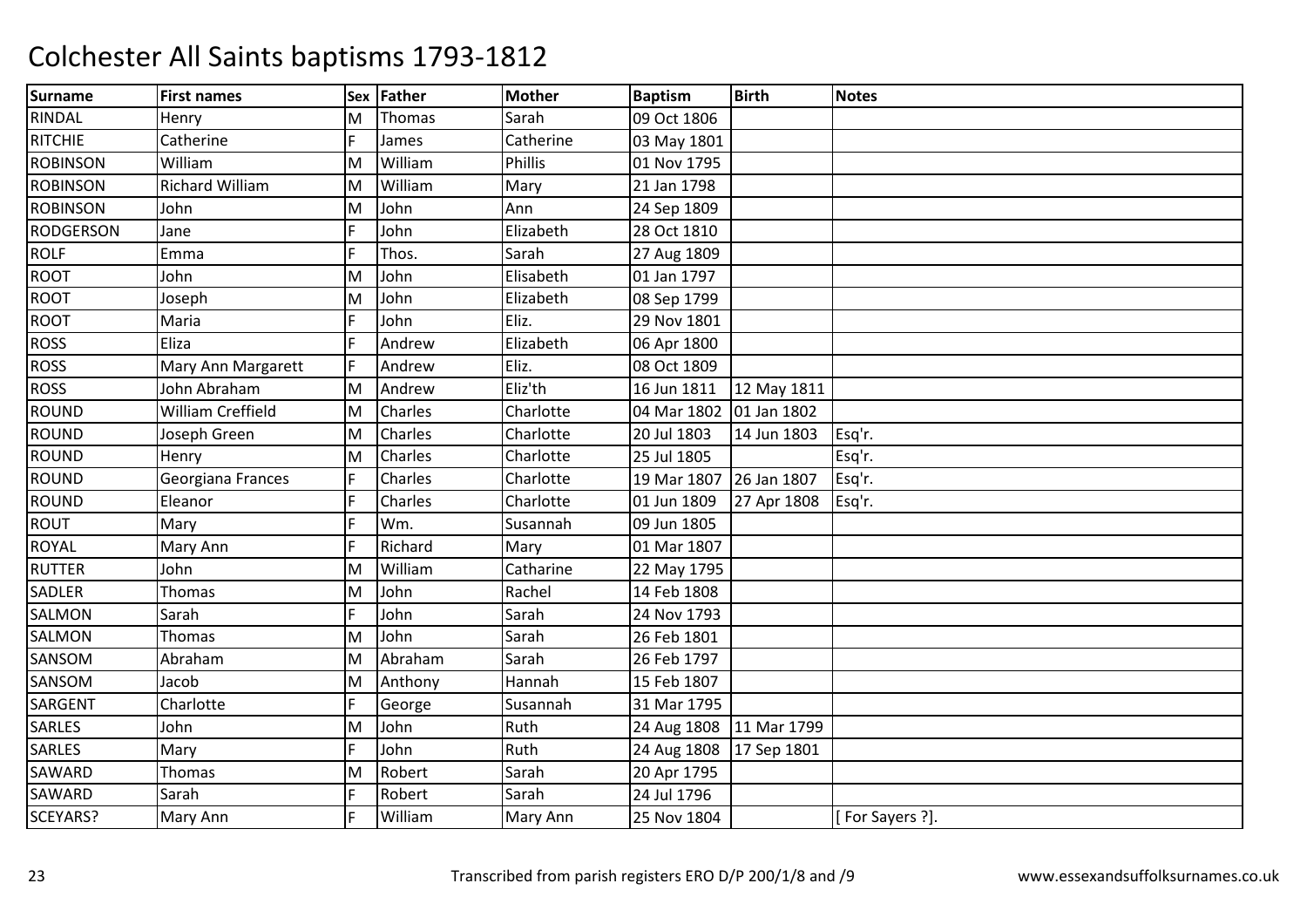# Colchester All Saints baptisms 1793-1812

| Surname | First names | Sex | Father | Mother | Baptism | Birth | Notes |
|---|---|---|---|---|---|---|---|
| RINDAL | Henry | M | Thomas | Sarah | 09 Oct 1806 | | |
| RITCHIE | Catherine | F | James | Catherine | 03 May 1801 | | |
| ROBINSON | William | M | William | Phillis | 01 Nov 1795 | | |
| ROBINSON | Richard William | M | William | Mary | 21 Jan 1798 | | |
| ROBINSON | John | M | John | Ann | 24 Sep 1809 | | |
| RODGERSON | Jane | F | John | Elizabeth | 28 Oct 1810 | | |
| ROLF | Emma | F | Thos. | Sarah | 27 Aug 1809 | | |
| ROOT | John | M | John | Elisabeth | 01 Jan 1797 | | |
| ROOT | Joseph | M | John | Elizabeth | 08 Sep 1799 | | |
| ROOT | Maria | F | John | Eliz. | 29 Nov 1801 | | |
| ROSS | Eliza | F | Andrew | Elizabeth | 06 Apr 1800 | | |
| ROSS | Mary Ann Margarett | F | Andrew | Eliz. | 08 Oct 1809 | | |
| ROSS | John Abraham | M | Andrew | Eliz'th | 16 Jun 1811 | 12 May 1811 | |
| ROUND | William Creffield | M | Charles | Charlotte | 04 Mar 1802 | 01 Jan 1802 | |
| ROUND | Joseph Green | M | Charles | Charlotte | 20 Jul 1803 | 14 Jun 1803 | Esq'r. |
| ROUND | Henry | M | Charles | Charlotte | 25 Jul 1805 | | Esq'r. |
| ROUND | Georgiana Frances | F | Charles | Charlotte | 19 Mar 1807 | 26 Jan 1807 | Esq'r. |
| ROUND | Eleanor | F | Charles | Charlotte | 01 Jun 1809 | 27 Apr 1808 | Esq'r. |
| ROUT | Mary | F | Wm. | Susannah | 09 Jun 1805 | | |
| ROYAL | Mary Ann | F | Richard | Mary | 01 Mar 1807 | | |
| RUTTER | John | M | William | Catharine | 22 May 1795 | | |
| SADLER | Thomas | M | John | Rachel | 14 Feb 1808 | | |
| SALMON | Sarah | F | John | Sarah | 24 Nov 1793 | | |
| SALMON | Thomas | M | John | Sarah | 26 Feb 1801 | | |
| SANSOM | Abraham | M | Abraham | Sarah | 26 Feb 1797 | | |
| SANSOM | Jacob | M | Anthony | Hannah | 15 Feb 1807 | | |
| SARGENT | Charlotte | F | George | Susannah | 31 Mar 1795 | | |
| SARLES | John | M | John | Ruth | 24 Aug 1808 | 11 Mar 1799 | |
| SARLES | Mary | F | John | Ruth | 24 Aug 1808 | 17 Sep 1801 | |
| SAWARD | Thomas | M | Robert | Sarah | 20 Apr 1795 | | |
| SAWARD | Sarah | F | Robert | Sarah | 24 Jul 1796 | | |
| SCEYARS? | Mary Ann | F | William | Mary Ann | 25 Nov 1804 | | [ For Sayers ?]. |

Transcribed from parish registers ERO D/P 200/1/8 and /9 www.essexandsuffolksurnames.co.uk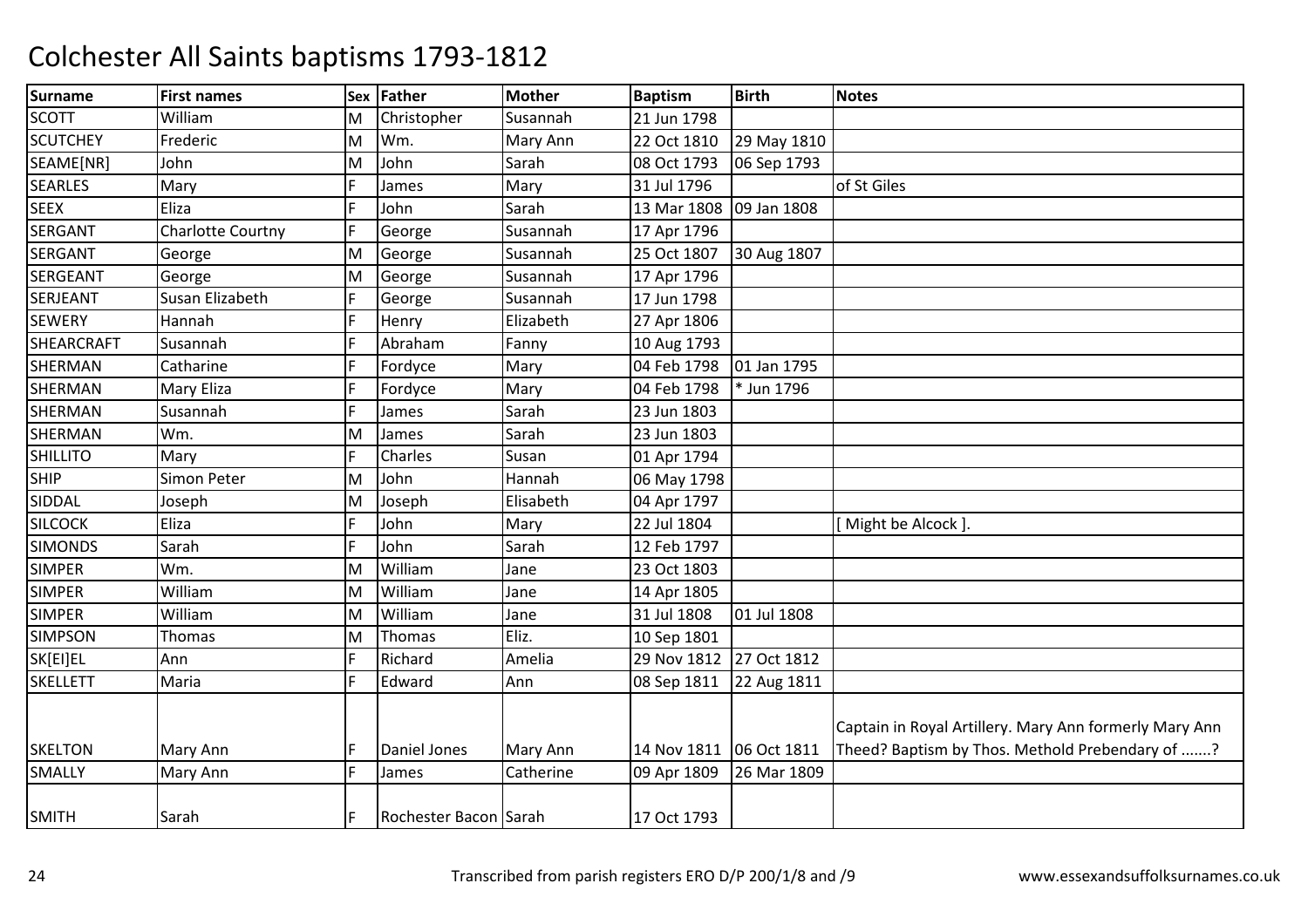# Colchester All Saints baptisms 1793-1812

| Surname | First names | Sex | Father | Mother | Baptism | Birth | Notes |
|---|---|---|---|---|---|---|---|
| SCOTT | William | M | Christopher | Susannah | 21 Jun 1798 | | |
| SCUTCHEY | Frederic | M | Wm. | Mary Ann | 22 Oct 1810 | 29 May 1810 | |
| SEAME[NR] | John | M | John | Sarah | 08 Oct 1793 | 06 Sep 1793 | |
| SEARLES | Mary | F | James | Mary | 31 Jul 1796 | | of St Giles |
| SEEX | Eliza | F | John | Sarah | 13 Mar 1808 | 09 Jan 1808 | |
| SERGANT | Charlotte Courtny | F | George | Susannah | 17 Apr 1796 | | |
| SERGANT | George | M | George | Susannah | 25 Oct 1807 | 30 Aug 1807 | |
| SERGEANT | George | M | George | Susannah | 17 Apr 1796 | | |
| SERJEANT | Susan Elizabeth | F | George | Susannah | 17 Jun 1798 | | |
| SEWERY | Hannah | F | Henry | Elizabeth | 27 Apr 1806 | | |
| SHEARCRAFT | Susannah | F | Abraham | Fanny | 10 Aug 1793 | | |
| SHERMAN | Catharine | F | Fordyce | Mary | 04 Feb 1798 | 01 Jan 1795 | |
| SHERMAN | Mary Eliza | F | Fordyce | Mary | 04 Feb 1798 | * Jun 1796 | |
| SHERMAN | Susannah | F | James | Sarah | 23 Jun 1803 | | |
| SHERMAN | Wm. | M | James | Sarah | 23 Jun 1803 | | |
| SHILLITO | Mary | F | Charles | Susan | 01 Apr 1794 | | |
| SHIP | Simon Peter | M | John | Hannah | 06 May 1798 | | |
| SIDDAL | Joseph | M | Joseph | Elisabeth | 04 Apr 1797 | | |
| SILCOCK | Eliza | F | John | Mary | 22 Jul 1804 | | [ Might be Alcock ]. |
| SIMONDS | Sarah | F | John | Sarah | 12 Feb 1797 | | |
| SIMPER | Wm. | M | William | Jane | 23 Oct 1803 | | |
| SIMPER | William | M | William | Jane | 14 Apr 1805 | | |
| SIMPER | William | M | William | Jane | 31 Jul 1808 | 01 Jul 1808 | |
| SIMPSON | Thomas | M | Thomas | Eliz. | 10 Sep 1801 | | |
| SK[EI]EL | Ann | F | Richard | Amelia | 29 Nov 1812 | 27 Oct 1812 | |
| SKELLETT | Maria | F | Edward | Ann | 08 Sep 1811 | 22 Aug 1811 | |
| SKELTON | Mary Ann | F | Daniel Jones | Mary Ann | 14 Nov 1811 | 06 Oct 1811 | Captain in Royal Artillery. Mary Ann formerly Mary Ann Theed? Baptism by Thos. Methold Prebendary of .......? |
| SMALLY | Mary Ann | F | James | Catherine | 09 Apr 1809 | 26 Mar 1809 | |
| SMITH | Sarah | F | Rochester Bacon | Sarah | 17 Oct 1793 | | |

Transcribed from parish registers ERO D/P 200/1/8 and /9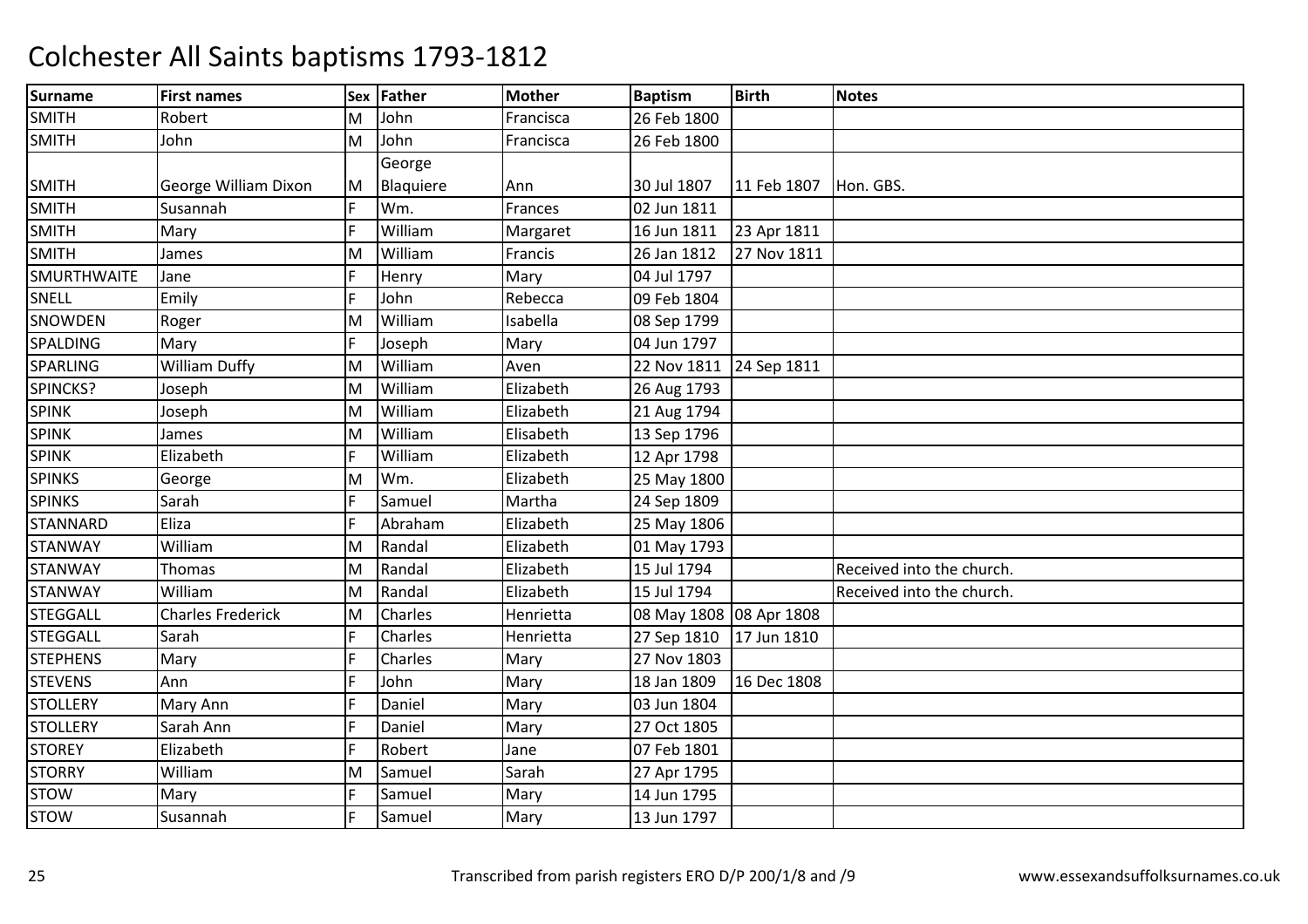# Colchester All Saints baptisms 1793-1812

| Surname | First names | Sex | Father | Mother | Baptism | Birth | Notes |
|---|---|---|---|---|---|---|---|
| SMITH | Robert | M | John | Francisca | 26 Feb 1800 | | |
| SMITH | John | M | John | Francisca | 26 Feb 1800 | | |
| SMITH | George William Dixon | M | George Blaquiere | Ann | 30 Jul 1807 | 11 Feb 1807 | Hon. GBS. |
| SMITH | Susannah | F | Wm. | Frances | 02 Jun 1811 | | |
| SMITH | Mary | F | William | Margaret | 16 Jun 1811 | 23 Apr 1811 | |
| SMITH | James | M | William | Francis | 26 Jan 1812 | 27 Nov 1811 | |
| SMURTHWAITE | Jane | F | Henry | Mary | 04 Jul 1797 | | |
| SNELL | Emily | F | John | Rebecca | 09 Feb 1804 | | |
| SNOWDEN | Roger | M | William | Isabella | 08 Sep 1799 | | |
| SPALDING | Mary | F | Joseph | Mary | 04 Jun 1797 | | |
| SPARLING | William Duffy | M | William | Aven | 22 Nov 1811 | 24 Sep 1811 | |
| SPINCKS? | Joseph | M | William | Elizabeth | 26 Aug 1793 | | |
| SPINK | Joseph | M | William | Elizabeth | 21 Aug 1794 | | |
| SPINK | James | M | William | Elisabeth | 13 Sep 1796 | | |
| SPINK | Elizabeth | F | William | Elizabeth | 12 Apr 1798 | | |
| SPINKS | George | M | Wm. | Elizabeth | 25 May 1800 | | |
| SPINKS | Sarah | F | Samuel | Martha | 24 Sep 1809 | | |
| STANNARD | Eliza | F | Abraham | Elizabeth | 25 May 1806 | | |
| STANWAY | William | M | Randal | Elizabeth | 01 May 1793 | | |
| STANWAY | Thomas | M | Randal | Elizabeth | 15 Jul 1794 | | Received into the church. |
| STANWAY | William | M | Randal | Elizabeth | 15 Jul 1794 | | Received into the church. |
| STEGGALL | Charles Frederick | M | Charles | Henrietta | 08 May 1808 | 08 Apr 1808 | |
| STEGGALL | Sarah | F | Charles | Henrietta | 27 Sep 1810 | 17 Jun 1810 | |
| STEPHENS | Mary | F | Charles | Mary | 27 Nov 1803 | | |
| STEVENS | Ann | F | John | Mary | 18 Jan 1809 | 16 Dec 1808 | |
| STOLLERY | Mary Ann | F | Daniel | Mary | 03 Jun 1804 | | |
| STOLLERY | Sarah Ann | F | Daniel | Mary | 27 Oct 1805 | | |
| STOREY | Elizabeth | F | Robert | Jane | 07 Feb 1801 | | |
| STORRY | William | M | Samuel | Sarah | 27 Apr 1795 | | |
| STOW | Mary | F | Samuel | Mary | 14 Jun 1795 | | |
| STOW | Susannah | F | Samuel | Mary | 13 Jun 1797 | | |

Transcribed from parish registers ERO D/P 200/1/8 and /9

www.essexandsuffolksurnames.co.uk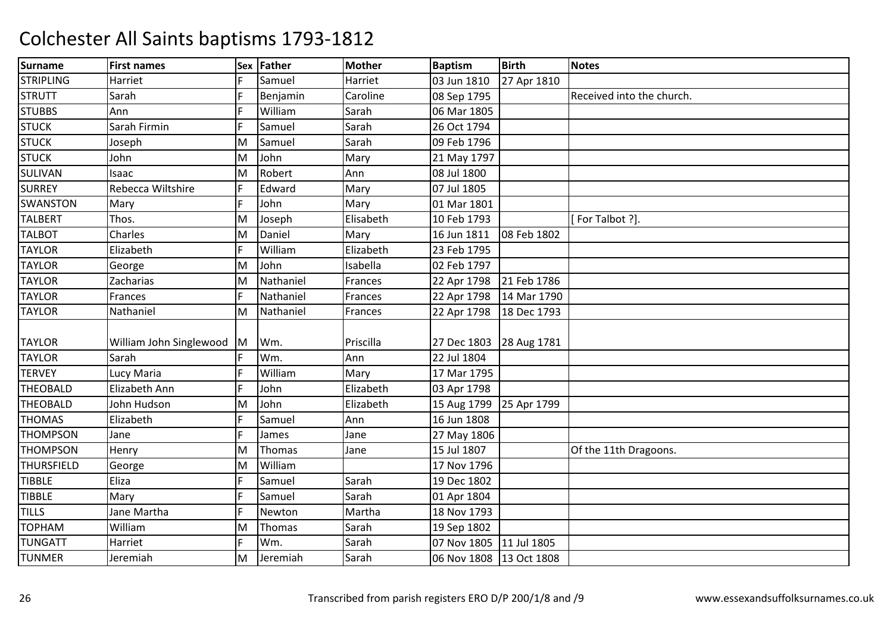# Colchester All Saints baptisms 1793-1812

| Surname | First names | Sex | Father | Mother | Baptism | Birth | Notes |
|---|---|---|---|---|---|---|---|
| STRIPLING | Harriet | F | Samuel | Harriet | 03 Jun 1810 | 27 Apr 1810 | |
| STRUTT | Sarah | F | Benjamin | Caroline | 08 Sep 1795 | | Received into the church. |
| STUBBS | Ann | F | William | Sarah | 06 Mar 1805 | | |
| STUCK | Sarah Firmin | F | Samuel | Sarah | 26 Oct 1794 | | |
| STUCK | Joseph | M | Samuel | Sarah | 09 Feb 1796 | | |
| STUCK | John | M | John | Mary | 21 May 1797 | | |
| SULIVAN | Isaac | M | Robert | Ann | 08 Jul 1800 | | |
| SURREY | Rebecca Wiltshire | F | Edward | Mary | 07 Jul 1805 | | |
| SWANSTON | Mary | F | John | Mary | 01 Mar 1801 | | |
| TALBERT | Thos. | M | Joseph | Elisabeth | 10 Feb 1793 | | [ For Talbot ?]. |
| TALBOT | Charles | M | Daniel | Mary | 16 Jun 1811 | 08 Feb 1802 | |
| TAYLOR | Elizabeth | F | William | Elizabeth | 23 Feb 1795 | | |
| TAYLOR | George | M | John | Isabella | 02 Feb 1797 | | |
| TAYLOR | Zacharias | M | Nathaniel | Frances | 22 Apr 1798 | 21 Feb 1786 | |
| TAYLOR | Frances | F | Nathaniel | Frances | 22 Apr 1798 | 14 Mar 1790 | |
| TAYLOR | Nathaniel | M | Nathaniel | Frances | 22 Apr 1798 | 18 Dec 1793 | |
| TAYLOR | William John Singlewood | M | Wm. | Priscilla | 27 Dec 1803 | 28 Aug 1781 | |
| TAYLOR | Sarah | F | Wm. | Ann | 22 Jul 1804 | | |
| TERVEY | Lucy Maria | F | William | Mary | 17 Mar 1795 | | |
| THEOBALD | Elizabeth Ann | F | John | Elizabeth | 03 Apr 1798 | | |
| THEOBALD | John Hudson | M | John | Elizabeth | 15 Aug 1799 | 25 Apr 1799 | |
| THOMAS | Elizabeth | F | Samuel | Ann | 16 Jun 1808 | | |
| THOMPSON | Jane | F | James | Jane | 27 May 1806 | | |
| THOMPSON | Henry | M | Thomas | Jane | 15 Jul 1807 | | Of the 11th Dragoons. |
| THURSFIELD | George | M | William | | 17 Nov 1796 | | |
| TIBBLE | Eliza | F | Samuel | Sarah | 19 Dec 1802 | | |
| TIBBLE | Mary | F | Samuel | Sarah | 01 Apr 1804 | | |
| TILLS | Jane Martha | F | Newton | Martha | 18 Nov 1793 | | |
| TOPHAM | William | M | Thomas | Sarah | 19 Sep 1802 | | |
| TUNGATT | Harriet | F | Wm. | Sarah | 07 Nov 1805 | 11 Jul 1805 | |
| TUNMER | Jeremiah | M | Jeremiah | Sarah | 06 Nov 1808 | 13 Oct 1808 | |

Transcribed from parish registers ERO D/P 200/1/8 and /9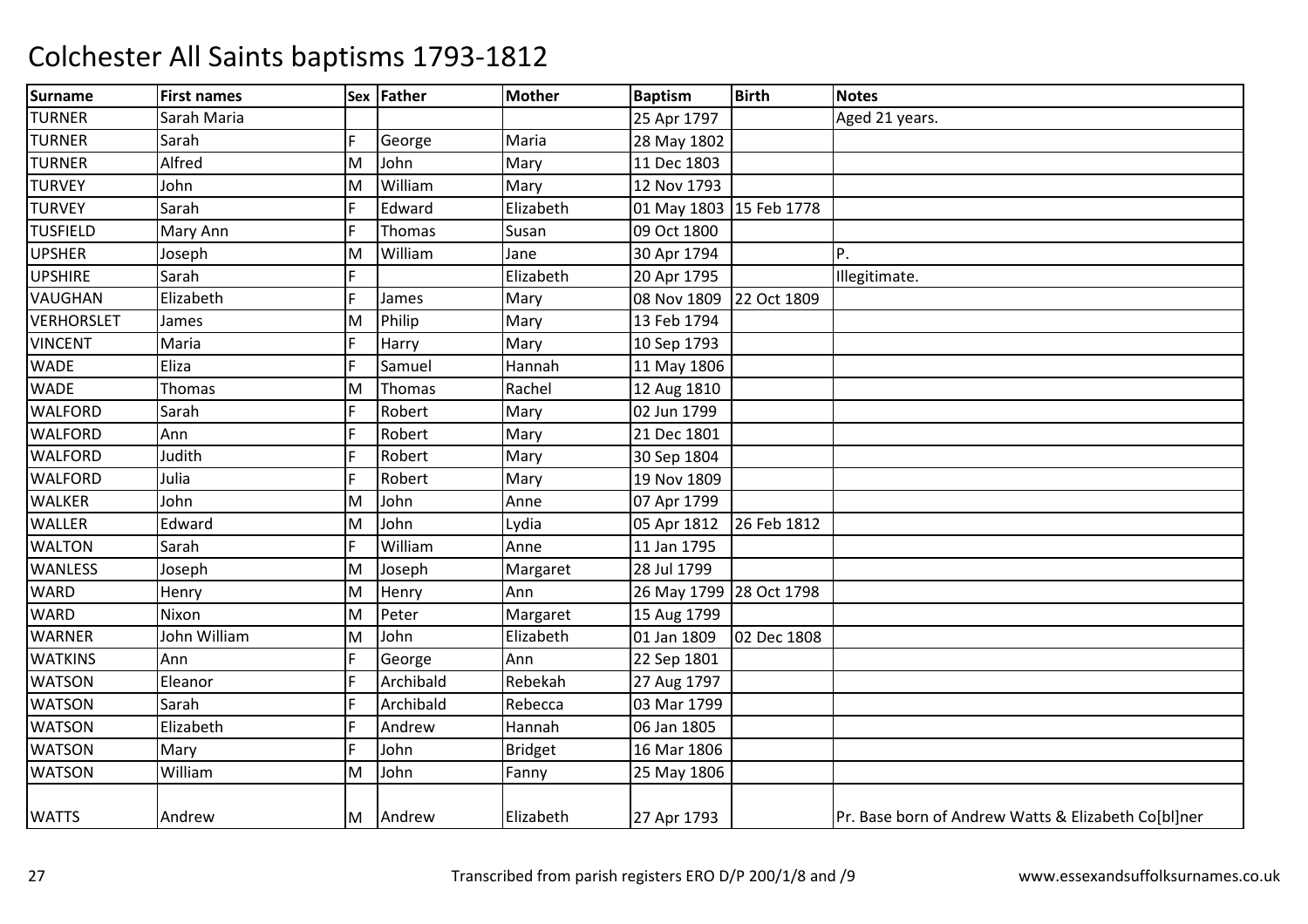# Colchester All Saints baptisms 1793-1812

| Surname | First names | Sex | Father | Mother | Baptism | Birth | Notes |
|---|---|---|---|---|---|---|---|
| TURNER | Sarah Maria | | | | 25 Apr 1797 | | Aged 21 years. |
| TURNER | Sarah | F | George | Maria | 28 May 1802 | | |
| TURNER | Alfred | M | John | Mary | 11 Dec 1803 | | |
| TURVEY | John | M | William | Mary | 12 Nov 1793 | | |
| TURVEY | Sarah | F | Edward | Elizabeth | 01 May 1803 | 15 Feb 1778 | |
| TUSFIELD | Mary Ann | F | Thomas | Susan | 09 Oct 1800 | | |
| UPSHER | Joseph | M | William | Jane | 30 Apr 1794 | | P. |
| UPSHIRE | Sarah | F | | Elizabeth | 20 Apr 1795 | | Illegitimate. |
| VAUGHAN | Elizabeth | F | James | Mary | 08 Nov 1809 | 22 Oct 1809 | |
| VERHORSLET | James | M | Philip | Mary | 13 Feb 1794 | | |
| VINCENT | Maria | F | Harry | Mary | 10 Sep 1793 | | |
| WADE | Eliza | F | Samuel | Hannah | 11 May 1806 | | |
| WADE | Thomas | M | Thomas | Rachel | 12 Aug 1810 | | |
| WALFORD | Sarah | F | Robert | Mary | 02 Jun 1799 | | |
| WALFORD | Ann | F | Robert | Mary | 21 Dec 1801 | | |
| WALFORD | Judith | F | Robert | Mary | 30 Sep 1804 | | |
| WALFORD | Julia | F | Robert | Mary | 19 Nov 1809 | | |
| WALKER | John | M | John | Anne | 07 Apr 1799 | | |
| WALLER | Edward | M | John | Lydia | 05 Apr 1812 | 26 Feb 1812 | |
| WALTON | Sarah | F | William | Anne | 11 Jan 1795 | | |
| WANLESS | Joseph | M | Joseph | Margaret | 28 Jul 1799 | | |
| WARD | Henry | M | Henry | Ann | 26 May 1799 | 28 Oct 1798 | |
| WARD | Nixon | M | Peter | Margaret | 15 Aug 1799 | | |
| WARNER | John William | M | John | Elizabeth | 01 Jan 1809 | 02 Dec 1808 | |
| WATKINS | Ann | F | George | Ann | 22 Sep 1801 | | |
| WATSON | Eleanor | F | Archibald | Rebekah | 27 Aug 1797 | | |
| WATSON | Sarah | F | Archibald | Rebecca | 03 Mar 1799 | | |
| WATSON | Elizabeth | F | Andrew | Hannah | 06 Jan 1805 | | |
| WATSON | Mary | F | John | Bridget | 16 Mar 1806 | | |
| WATSON | William | M | John | Fanny | 25 May 1806 | | |
| WATTS | Andrew | M | Andrew | Elizabeth | 27 Apr 1793 | | Pr. Base born of Andrew Watts & Elizabeth Co[bl]ner |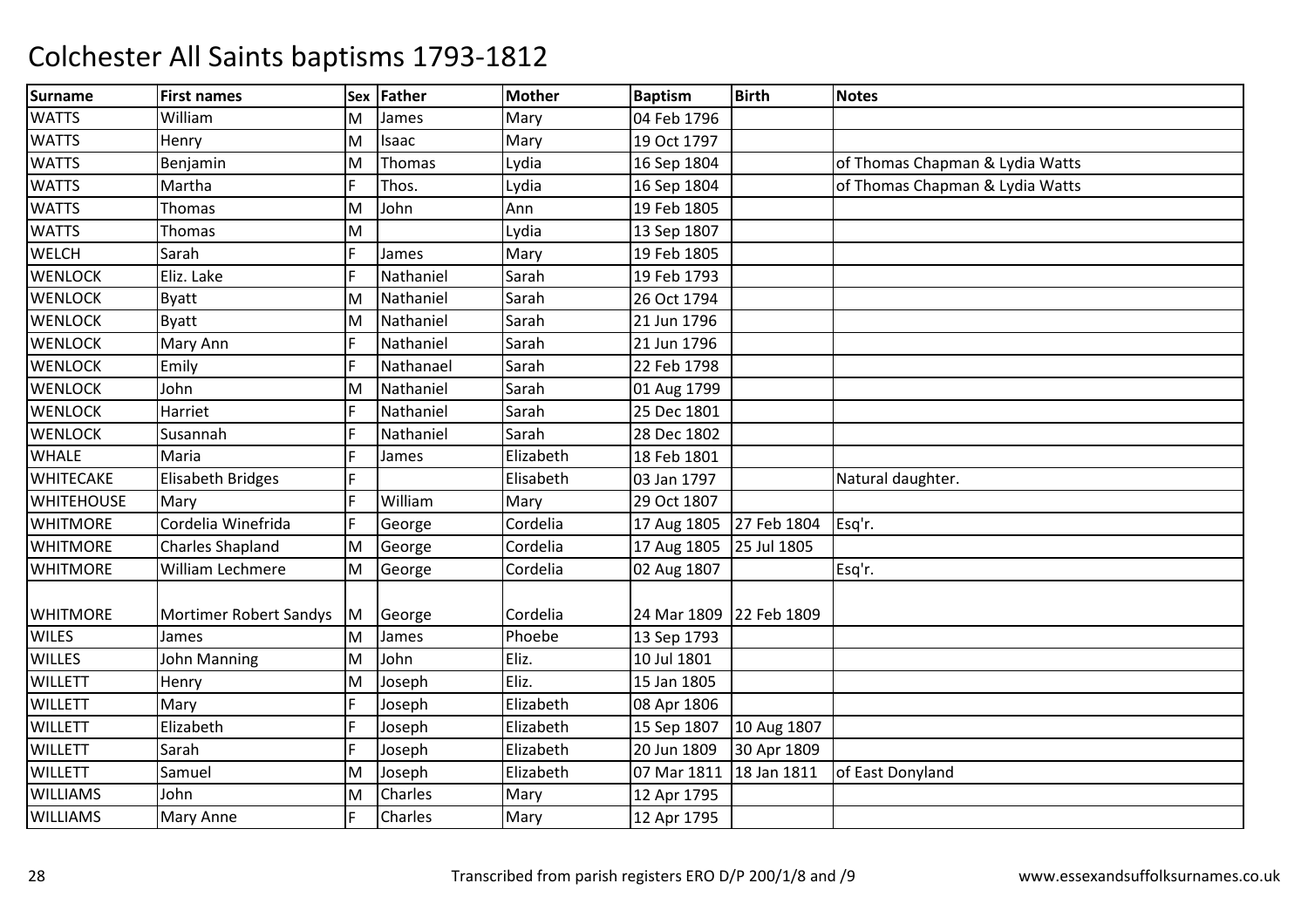# Colchester All Saints baptisms 1793-1812

| Surname | First names | Sex | Father | Mother | Baptism | Birth | Notes |
|---|---|---|---|---|---|---|---|
| WATTS | William | M | James | Mary | 04 Feb 1796 | | |
| WATTS | Henry | M | Isaac | Mary | 19 Oct 1797 | | |
| WATTS | Benjamin | M | Thomas | Lydia | 16 Sep 1804 | | of Thomas Chapman & Lydia Watts |
| WATTS | Martha | F | Thos. | Lydia | 16 Sep 1804 | | of Thomas Chapman & Lydia Watts |
| WATTS | Thomas | M | John | Ann | 19 Feb 1805 | | |
| WATTS | Thomas | M | | Lydia | 13 Sep 1807 | | |
| WELCH | Sarah | F | James | Mary | 19 Feb 1805 | | |
| WENLOCK | Eliz. Lake | F | Nathaniel | Sarah | 19 Feb 1793 | | |
| WENLOCK | Byatt | M | Nathaniel | Sarah | 26 Oct 1794 | | |
| WENLOCK | Byatt | M | Nathaniel | Sarah | 21 Jun 1796 | | |
| WENLOCK | Mary Ann | F | Nathaniel | Sarah | 21 Jun 1796 | | |
| WENLOCK | Emily | F | Nathanael | Sarah | 22 Feb 1798 | | |
| WENLOCK | John | M | Nathaniel | Sarah | 01 Aug 1799 | | |
| WENLOCK | Harriet | F | Nathaniel | Sarah | 25 Dec 1801 | | |
| WENLOCK | Susannah | F | Nathaniel | Sarah | 28 Dec 1802 | | |
| WHALE | Maria | F | James | Elizabeth | 18 Feb 1801 | | |
| WHITECAKE | Elisabeth Bridges | F | | Elisabeth | 03 Jan 1797 | | Natural daughter. |
| WHITEHOUSE | Mary | F | William | Mary | 29 Oct 1807 | | |
| WHITMORE | Cordelia Winefrida | F | George | Cordelia | 17 Aug 1805 | 27 Feb 1804 | Esq'r. |
| WHITMORE | Charles Shapland | M | George | Cordelia | 17 Aug 1805 | 25 Jul 1805 | |
| WHITMORE | William Lechmere | M | George | Cordelia | 02 Aug 1807 | | Esq'r. |
| WHITMORE | Mortimer Robert Sandys | M | George | Cordelia | 24 Mar 1809 | 22 Feb 1809 | |
| WILES | James | M | James | Phoebe | 13 Sep 1793 | | |
| WILLES | John Manning | M | John | Eliz. | 10 Jul 1801 | | |
| WILLETT | Henry | M | Joseph | Eliz. | 15 Jan 1805 | | |
| WILLETT | Mary | F | Joseph | Elizabeth | 08 Apr 1806 | | |
| WILLETT | Elizabeth | F | Joseph | Elizabeth | 15 Sep 1807 | 10 Aug 1807 | |
| WILLETT | Sarah | F | Joseph | Elizabeth | 20 Jun 1809 | 30 Apr 1809 | |
| WILLETT | Samuel | M | Joseph | Elizabeth | 07 Mar 1811 | 18 Jan 1811 | of East Donyland |
| WILLIAMS | John | M | Charles | Mary | 12 Apr 1795 | | |
| WILLIAMS | Mary Anne | F | Charles | Mary | 12 Apr 1795 | | |

Transcribed from parish registers ERO D/P 200/1/8 and /9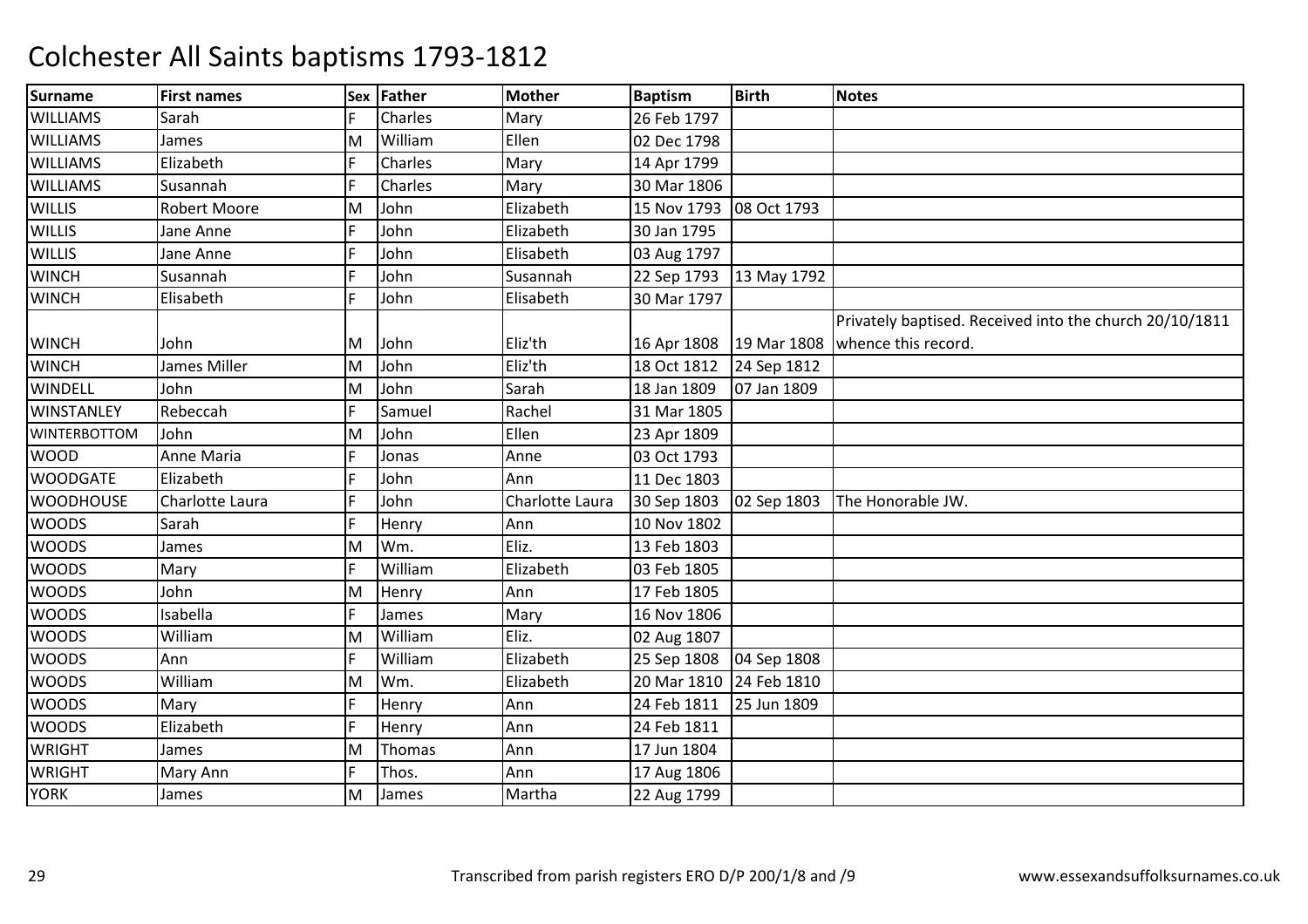# Colchester All Saints baptisms 1793-1812

| Surname | First names | Sex | Father | Mother | Baptism | Birth | Notes |
|---|---|---|---|---|---|---|---|
| WILLIAMS | Sarah | F | Charles | Mary | 26 Feb 1797 | | |
| WILLIAMS | James | M | William | Ellen | 02 Dec 1798 | | |
| WILLIAMS | Elizabeth | F | Charles | Mary | 14 Apr 1799 | | |
| WILLIAMS | Susannah | F | Charles | Mary | 30 Mar 1806 | | |
| WILLIS | Robert Moore | M | John | Elizabeth | 15 Nov 1793 | 08 Oct 1793 | |
| WILLIS | Jane Anne | F | John | Elizabeth | 30 Jan 1795 | | |
| WILLIS | Jane Anne | F | John | Elisabeth | 03 Aug 1797 | | |
| WINCH | Susannah | F | John | Susannah | 22 Sep 1793 | 13 May 1792 | |
| WINCH | Elisabeth | F | John | Elisabeth | 30 Mar 1797 | | |
| WINCH | John | M | John | Eliz'th | 16 Apr 1808 | 19 Mar 1808 | Privately baptised. Received into the church 20/10/1811 whence this record. |
| WINCH | James Miller | M | John | Eliz'th | 18 Oct 1812 | 24 Sep 1812 | |
| WINDELL | John | M | John | Sarah | 18 Jan 1809 | 07 Jan 1809 | |
| WINSTANLEY | Rebeccah | F | Samuel | Rachel | 31 Mar 1805 | | |
| WINTERBOTTOM | John | M | John | Ellen | 23 Apr 1809 | | |
| WOOD | Anne Maria | F | Jonas | Anne | 03 Oct 1793 | | |
| WOODGATE | Elizabeth | F | John | Ann | 11 Dec 1803 | | |
| WOODHOUSE | Charlotte Laura | F | John | Charlotte Laura | 30 Sep 1803 | 02 Sep 1803 | The Honorable JW. |
| WOODS | Sarah | F | Henry | Ann | 10 Nov 1802 | | |
| WOODS | James | M | Wm. | Eliz. | 13 Feb 1803 | | |
| WOODS | Mary | F | William | Elizabeth | 03 Feb 1805 | | |
| WOODS | John | M | Henry | Ann | 17 Feb 1805 | | |
| WOODS | Isabella | F | James | Mary | 16 Nov 1806 | | |
| WOODS | William | M | William | Eliz. | 02 Aug 1807 | | |
| WOODS | Ann | F | William | Elizabeth | 25 Sep 1808 | 04 Sep 1808 | |
| WOODS | William | M | Wm. | Elizabeth | 20 Mar 1810 | 24 Feb 1810 | |
| WOODS | Mary | F | Henry | Ann | 24 Feb 1811 | 25 Jun 1809 | |
| WOODS | Elizabeth | F | Henry | Ann | 24 Feb 1811 | | |
| WRIGHT | James | M | Thomas | Ann | 17 Jun 1804 | | |
| WRIGHT | Mary Ann | F | Thos. | Ann | 17 Aug 1806 | | |
| YORK | James | M | James | Martha | 22 Aug 1799 | | |

Transcribed from parish registers ERO D/P 200/1/8 and /9

www.essexandsuffolksurnames.co.uk